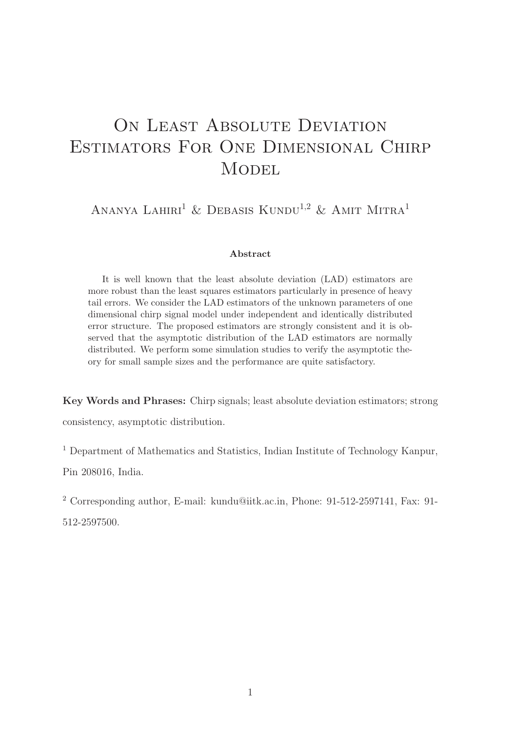# On Least Absolute Deviation Estimators For One Dimensional Chirp Model

Ananya Lahiri[1] & Debasis Kundu[1,2] & Amit Mitra[1]

**Abstract**

It is well known that the least absolute deviation (LAD) estimators are more robust than the least squares estimators particularly in presence of heavy tail errors. We consider the LAD estimators of the unknown parameters of one dimensional chirp signal model under independent and identically distributed error structure. The proposed estimators are strongly consistent and it is observed that the asymptotic distribution of the LAD estimators are normally distributed. We perform some simulation studies to verify the asymptotic theory for small sample sizes and the performance are quite satisfactory.

**Key Words and Phrases:** Chirp signals; least absolute deviation estimators; strong consistency, asymptotic distribution.

[1] Department of Mathematics and Statistics, Indian Institute of Technology Kanpur, Pin 208016, India.

[2] Corresponding author, E-mail: kundu@iitk.ac.in, Phone: 91-512-2597141, Fax: 91-512-2597500.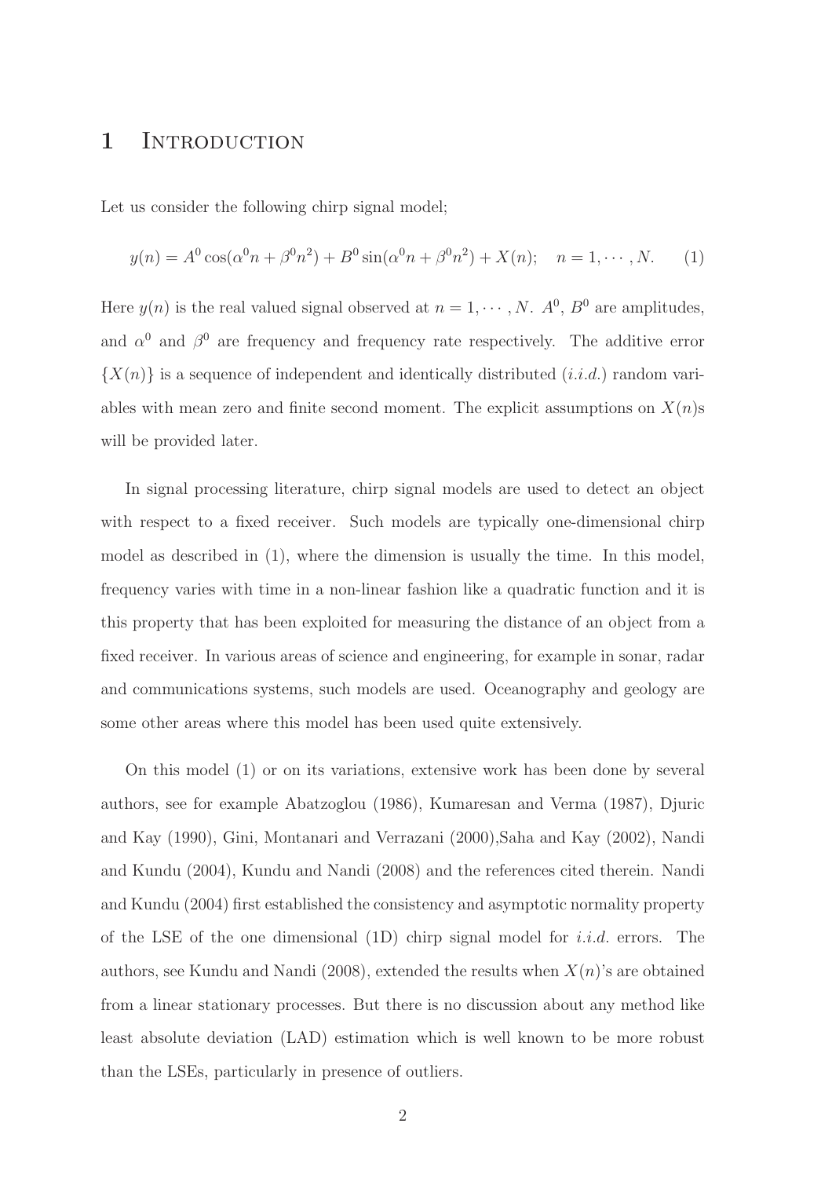# 1 Introduction

Let us consider the following chirp signal model;

$$y(n) = A^0 \cos(\alpha^0 n + \beta^0 n^2) + B^0 \sin(\alpha^0 n + \beta^0 n^2) + X(n); \quad n = 1, \cdots, N. \tag{1}$$

Here $y(n)$ is the real valued signal observed at $n = 1, \cdots, N$. $A^0$, $B^0$ are amplitudes, and $\alpha^0$ and $\beta^0$ are frequency and frequency rate respectively. The additive error $\{X(n)\}$ is a sequence of independent and identically distributed (*i.i.d.*) random variables with mean zero and finite second moment. The explicit assumptions on $X(n)$s will be provided later.

In signal processing literature, chirp signal models are used to detect an object with respect to a fixed receiver. Such models are typically one-dimensional chirp model as described in (1), where the dimension is usually the time. In this model, frequency varies with time in a non-linear fashion like a quadratic function and it is this property that has been exploited for measuring the distance of an object from a fixed receiver. In various areas of science and engineering, for example in sonar, radar and communications systems, such models are used. Oceanography and geology are some other areas where this model has been used quite extensively.

On this model (1) or on its variations, extensive work has been done by several authors, see for example Abatzoglou (1986), Kumaresan and Verma (1987), Djuric and Kay (1990), Gini, Montanari and Verrazani (2000),Saha and Kay (2002), Nandi and Kundu (2004), Kundu and Nandi (2008) and the references cited therein. Nandi and Kundu (2004) first established the consistency and asymptotic normality property of the LSE of the one dimensional (1D) chirp signal model for *i.i.d.* errors. The authors, see Kundu and Nandi (2008), extended the results when $X(n)$'s are obtained from a linear stationary processes. But there is no discussion about any method like least absolute deviation (LAD) estimation which is well known to be more robust than the LSEs, particularly in presence of outliers.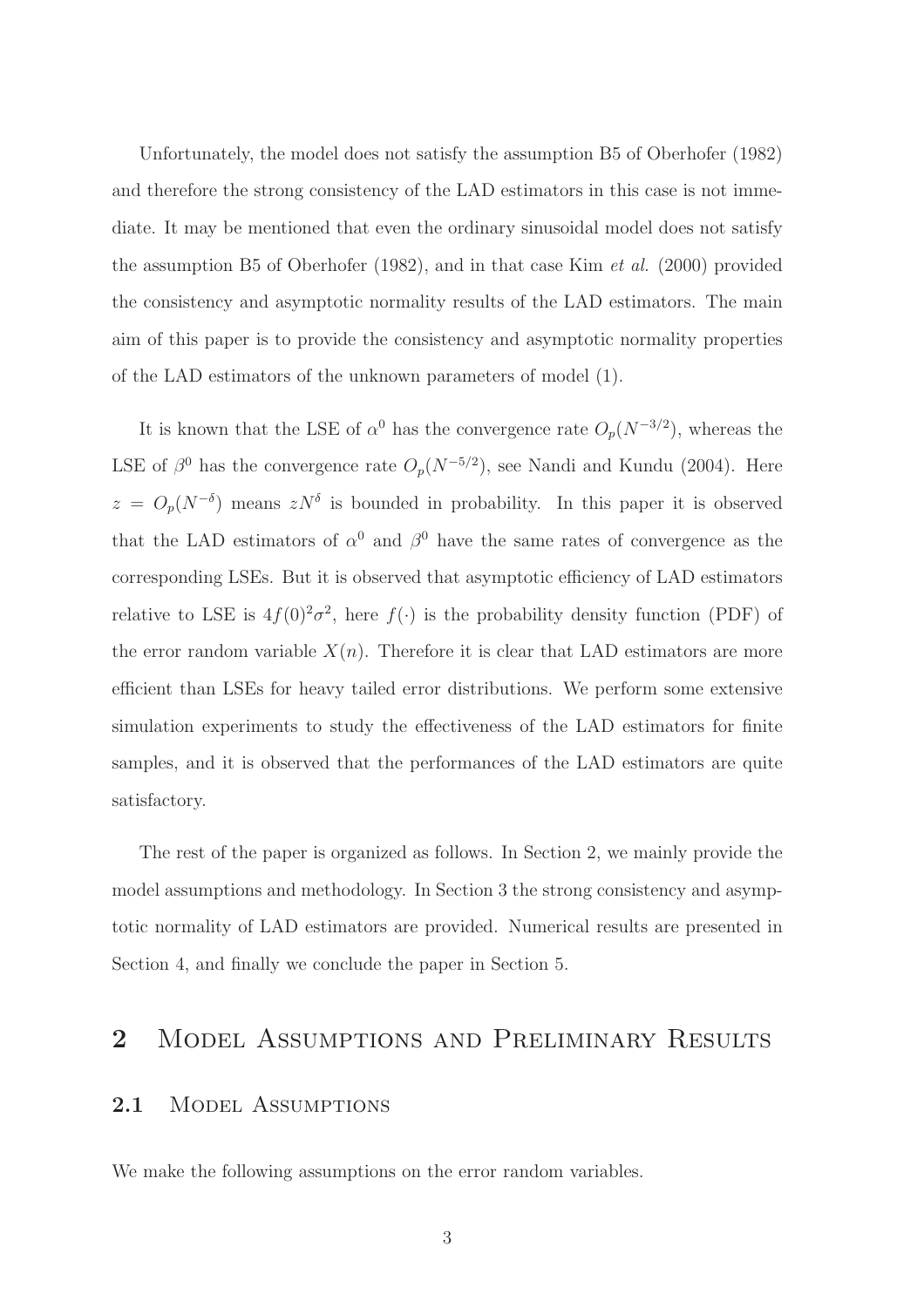Unfortunately, the model does not satisfy the assumption B5 of Oberhofer (1982) and therefore the strong consistency of the LAD estimators in this case is not immediate. It may be mentioned that even the ordinary sinusoidal model does not satisfy the assumption B5 of Oberhofer (1982), and in that case Kim *et al.* (2000) provided the consistency and asymptotic normality results of the LAD estimators. The main aim of this paper is to provide the consistency and asymptotic normality properties of the LAD estimators of the unknown parameters of model (1).

It is known that the LSE of $\alpha^0$ has the convergence rate $O_p(N^{-3/2})$, whereas the LSE of $\beta^0$ has the convergence rate $O_p(N^{-5/2})$, see Nandi and Kundu (2004). Here $z = O_p(N^{-\delta})$ means $zN^{\delta}$ is bounded in probability. In this paper it is observed that the LAD estimators of $\alpha^0$ and $\beta^0$ have the same rates of convergence as the corresponding LSEs. But it is observed that asymptotic efficiency of LAD estimators relative to LSE is $4f(0)^2\sigma^2$, here $f(\cdot)$ is the probability density function (PDF) of the error random variable $X(n)$. Therefore it is clear that LAD estimators are more efficient than LSEs for heavy tailed error distributions. We perform some extensive simulation experiments to study the effectiveness of the LAD estimators for finite samples, and it is observed that the performances of the LAD estimators are quite satisfactory.

The rest of the paper is organized as follows. In Section 2, we mainly provide the model assumptions and methodology. In Section 3 the strong consistency and asymptotic normality of LAD estimators are provided. Numerical results are presented in Section 4, and finally we conclude the paper in Section 5.

## 2 Model Assumptions and Preliminary Results

### 2.1 Model Assumptions

We make the following assumptions on the error random variables.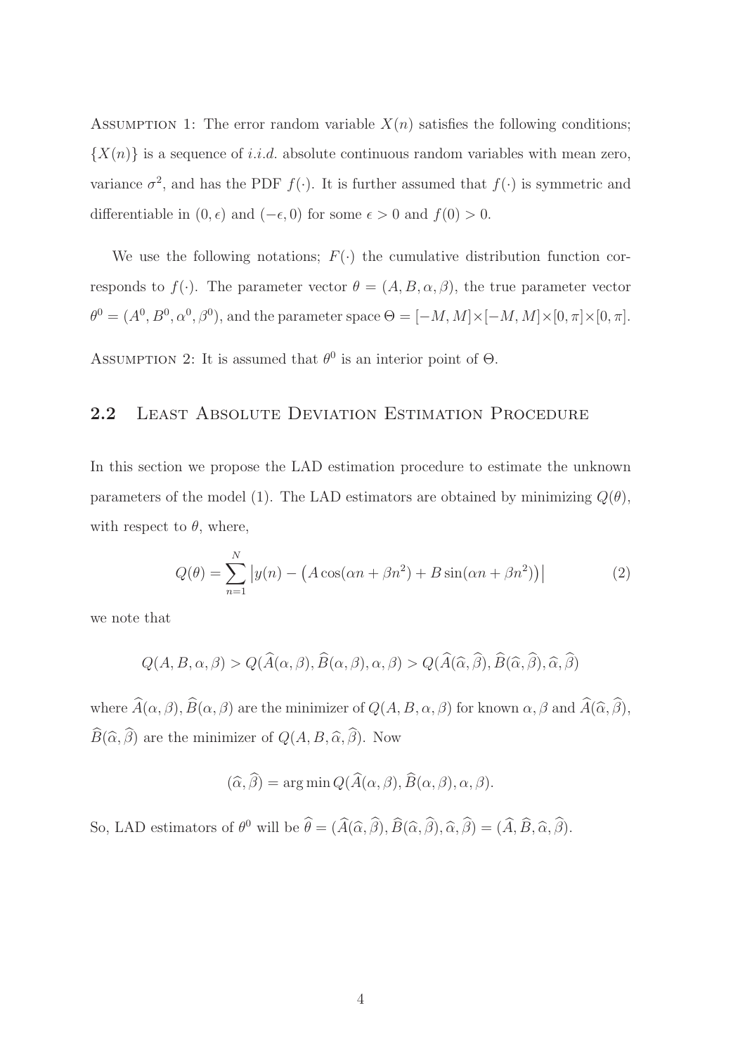Assumption 1: The error random variable $X(n)$ satisfies the following conditions; $\{X(n)\}$ is a sequence of *i.i.d.* absolute continuous random variables with mean zero, variance $\sigma^2$, and has the PDF $f(\cdot)$. It is further assumed that $f(\cdot)$ is symmetric and differentiable in $(0, \epsilon)$ and $(-\epsilon, 0)$ for some $\epsilon > 0$ and $f(0) > 0$.

We use the following notations; $F(\cdot)$ the cumulative distribution function corresponds to $f(\cdot)$. The parameter vector $\theta = (A, B, \alpha, \beta)$, the true parameter vector $\theta^0 = (A^0, B^0, \alpha^0, \beta^0)$, and the parameter space $\Theta = [-M, M] \times [-M, M] \times [0, \pi] \times [0, \pi]$.

Assumption 2: It is assumed that $\theta^0$ is an interior point of $\Theta$.

## 2.2 Least Absolute Deviation Estimation Procedure

In this section we propose the LAD estimation procedure to estimate the unknown parameters of the model (1). The LAD estimators are obtained by minimizing $Q(\theta)$, with respect to $\theta$, where,

$$Q(\theta) = \sum_{n=1}^{N} \left| y(n) - \left( A\cos(\alpha n + \beta n^2) + B\sin(\alpha n + \beta n^2) \right) \right| \tag{2}$$

we note that

$$Q(A, B, \alpha, \beta) > Q(\widehat{A}(\alpha, \beta), \widehat{B}(\alpha, \beta), \alpha, \beta) > Q(\widehat{A}(\widehat{\alpha}, \widehat{\beta}), \widehat{B}(\widehat{\alpha}, \widehat{\beta}), \widehat{\alpha}, \widehat{\beta})$$

where $\widehat{A}(\alpha, \beta), \widehat{B}(\alpha, \beta)$ are the minimizer of $Q(A, B, \alpha, \beta)$ for known $\alpha, \beta$ and $\widehat{A}(\widehat{\alpha}, \widehat{\beta})$, $\widehat{B}(\widehat{\alpha}, \widehat{\beta})$ are the minimizer of $Q(A, B, \widehat{\alpha}, \widehat{\beta})$. Now

$$(\widehat{\alpha}, \widehat{\beta}) = \arg\min Q(\widehat{A}(\alpha, \beta), \widehat{B}(\alpha, \beta), \alpha, \beta).$$

So, LAD estimators of $\theta^0$ will be $\widehat{\theta} = (\widehat{A}(\widehat{\alpha}, \widehat{\beta}), \widehat{B}(\widehat{\alpha}, \widehat{\beta}), \widehat{\alpha}, \widehat{\beta}) = (\widehat{A}, \widehat{B}, \widehat{\alpha}, \widehat{\beta})$.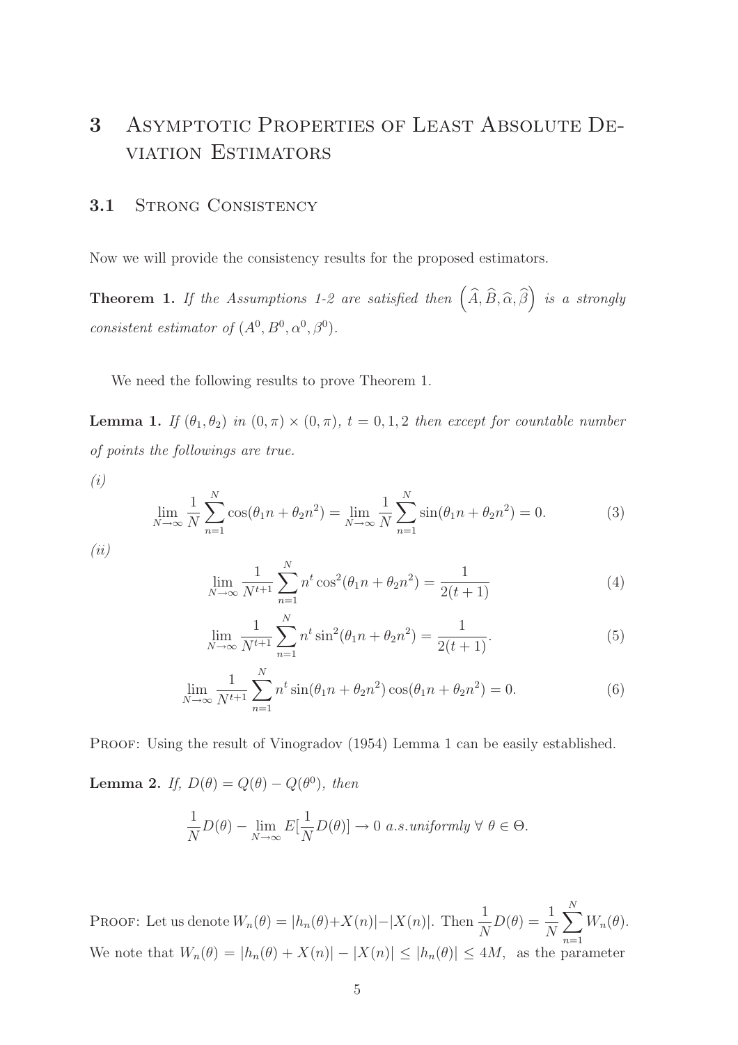# 3 Asymptotic Properties of Least Absolute Deviation Estimators

## 3.1 Strong Consistency

Now we will provide the consistency results for the proposed estimators.

**Theorem 1.** *If the Assumptions 1-2 are satisfied then* $\left(\widehat{A}, \widehat{B}, \widehat{\alpha}, \widehat{\beta}\right)$ *is a strongly consistent estimator of* $(A^0, B^0, \alpha^0, \beta^0)$.

We need the following results to prove Theorem 1.

**Lemma 1.** *If* $(\theta_1, \theta_2)$ *in* $(0, \pi) \times (0, \pi)$, $t = 0, 1, 2$ *then except for countable number of points the followings are true.*

*(i)*

$$\lim_{N\to\infty} \frac{1}{N} \sum_{n=1}^{N} \cos(\theta_1 n + \theta_2 n^2) = \lim_{N\to\infty} \frac{1}{N} \sum_{n=1}^{N} \sin(\theta_1 n + \theta_2 n^2) = 0. \tag{3}$$

*(ii)*

$$\lim_{N\to\infty} \frac{1}{N^{t+1}} \sum_{n=1}^{N} n^t \cos^2(\theta_1 n + \theta_2 n^2) = \frac{1}{2(t+1)} \tag{4}$$

$$\lim_{N\to\infty} \frac{1}{N^{t+1}} \sum_{n=1}^{N} n^t \sin^2(\theta_1 n + \theta_2 n^2) = \frac{1}{2(t+1)}. \tag{5}$$

$$\lim_{N\to\infty} \frac{1}{N^{t+1}} \sum_{n=1}^{N} n^t \sin(\theta_1 n + \theta_2 n^2) \cos(\theta_1 n + \theta_2 n^2) = 0. \tag{6}$$

Proof: Using the result of Vinogradov (1954) Lemma 1 can be easily established.

**Lemma 2.** *If,* $D(\theta) = Q(\theta) - Q(\theta^0)$, *then*

$$\frac{1}{N} D(\theta) - \lim_{N\to\infty} E[\frac{1}{N} D(\theta)] \to 0 \text{ } a.s.uniformly \; \forall \; \theta \in \Theta.$$

Proof: Let us denote $W_n(\theta) = |h_n(\theta) + X(n)| - |X(n)|$. Then $\frac{1}{N} D(\theta) = \frac{1}{N} \sum_{n=1}^{N} W_n(\theta)$. We note that $W_n(\theta) = |h_n(\theta) + X(n)| - |X(n)| \leq |h_n(\theta)| \leq 4M$, as the parameter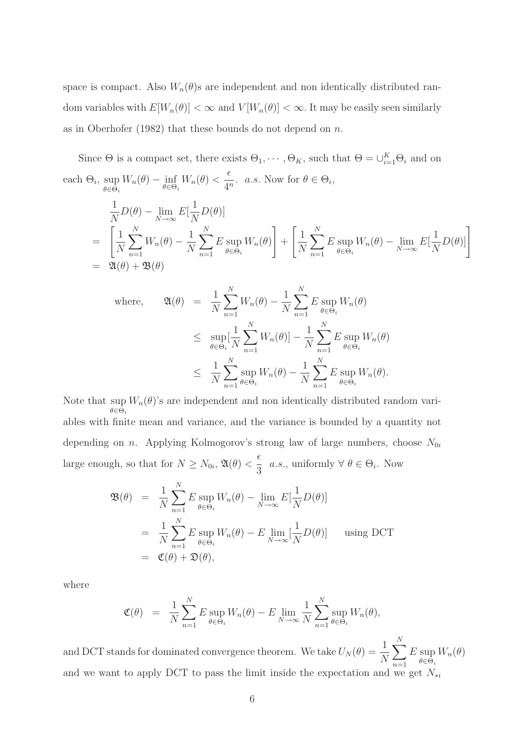space is compact. Also $W_n(\theta)$s are independent and non identically distributed random variables with $E[W_n(\theta)] < \infty$ and $V[W_n(\theta)] < \infty$. It may be easily seen similarly as in Oberhofer (1982) that these bounds do not depend on $n$.

Since $\Theta$ is a compact set, there exists $\Theta_1, \cdots, \Theta_K$, such that $\Theta = \cup_{i=1}^K \Theta_i$ and on each $\Theta_i$, $\sup_{\theta \in \Theta_i} W_n(\theta) - \inf_{\theta \in \Theta_i} W_n(\theta) < \frac{\epsilon}{4^n}$. *a.s.* Now for $\theta \in \Theta_i$,

$$
\begin{aligned}
& \frac{1}{N} D(\theta) - \lim_{N \to \infty} E[\frac{1}{N} D(\theta)] \\
= & \left[ \frac{1}{N} \sum_{n=1}^N W_n(\theta) - \frac{1}{N} \sum_{n=1}^N E \sup_{\theta \in \Theta_i} W_n(\theta) \right] + \left[ \frac{1}{N} \sum_{n=1}^N E \sup_{\theta \in \Theta_i} W_n(\theta) - \lim_{N \to \infty} E[\frac{1}{N} D(\theta)] \right] \\
= & \mathfrak{A}(\theta) + \mathfrak{B}(\theta)
\end{aligned}
$$

$$
\begin{aligned}
\text{where,} \qquad \mathfrak{A}(\theta) &= \frac{1}{N} \sum_{n=1}^N W_n(\theta) - \frac{1}{N} \sum_{n=1}^N E \sup_{\theta \in \Theta_i} W_n(\theta) \\
&\leq \sup_{\theta \in \Theta_i} [\frac{1}{N} \sum_{n=1}^N W_n(\theta)] - \frac{1}{N} \sum_{n=1}^N E \sup_{\theta \in \Theta_i} W_n(\theta) \\
&\leq \frac{1}{N} \sum_{n=1}^N \sup_{\theta \in \Theta_i} W_n(\theta) - \frac{1}{N} \sum_{n=1}^N E \sup_{\theta \in \Theta_i} W_n(\theta).
\end{aligned}
$$

Note that $\sup_{\theta \in \Theta_i} W_n(\theta)$'s are independent and non identically distributed random variables with finite mean and variance, and the variance is bounded by a quantity not depending on $n$. Applying Kolmogorov's strong law of large numbers, choose $N_{0i}$ large enough, so that for $N \geq N_{0i}$, $\mathfrak{A}(\theta) < \frac{\epsilon}{3}$ *a.s.*, uniformly $\forall\ \theta \in \Theta_i$. Now

$$
\begin{aligned}
\mathfrak{B}(\theta) &= \frac{1}{N} \sum_{n=1}^N E \sup_{\theta \in \Theta_i} W_n(\theta) - \lim_{N \to \infty} E[\frac{1}{N} D(\theta)] \\
&= \frac{1}{N} \sum_{n=1}^N E \sup_{\theta \in \Theta_i} W_n(\theta) - E \lim_{N \to \infty} [\frac{1}{N} D(\theta)] \qquad \text{using DCT} \\
&= \mathfrak{C}(\theta) + \mathfrak{D}(\theta),
\end{aligned}
$$

where

$$
\mathfrak{C}(\theta) = \frac{1}{N} \sum_{n=1}^N E \sup_{\theta \in \Theta_i} W_n(\theta) - E \lim_{N \to \infty} \frac{1}{N} \sum_{n=1}^N \sup_{\theta \in \Theta_i} W_n(\theta),
$$

and DCT stands for dominated convergence theorem. We take $U_N(\theta) = \frac{1}{N} \sum_{n=1}^N E \sup_{\theta \in \Theta_i} W_n(\theta)$ and we want to apply DCT to pass the limit inside the expectation and we get $N_{*i}$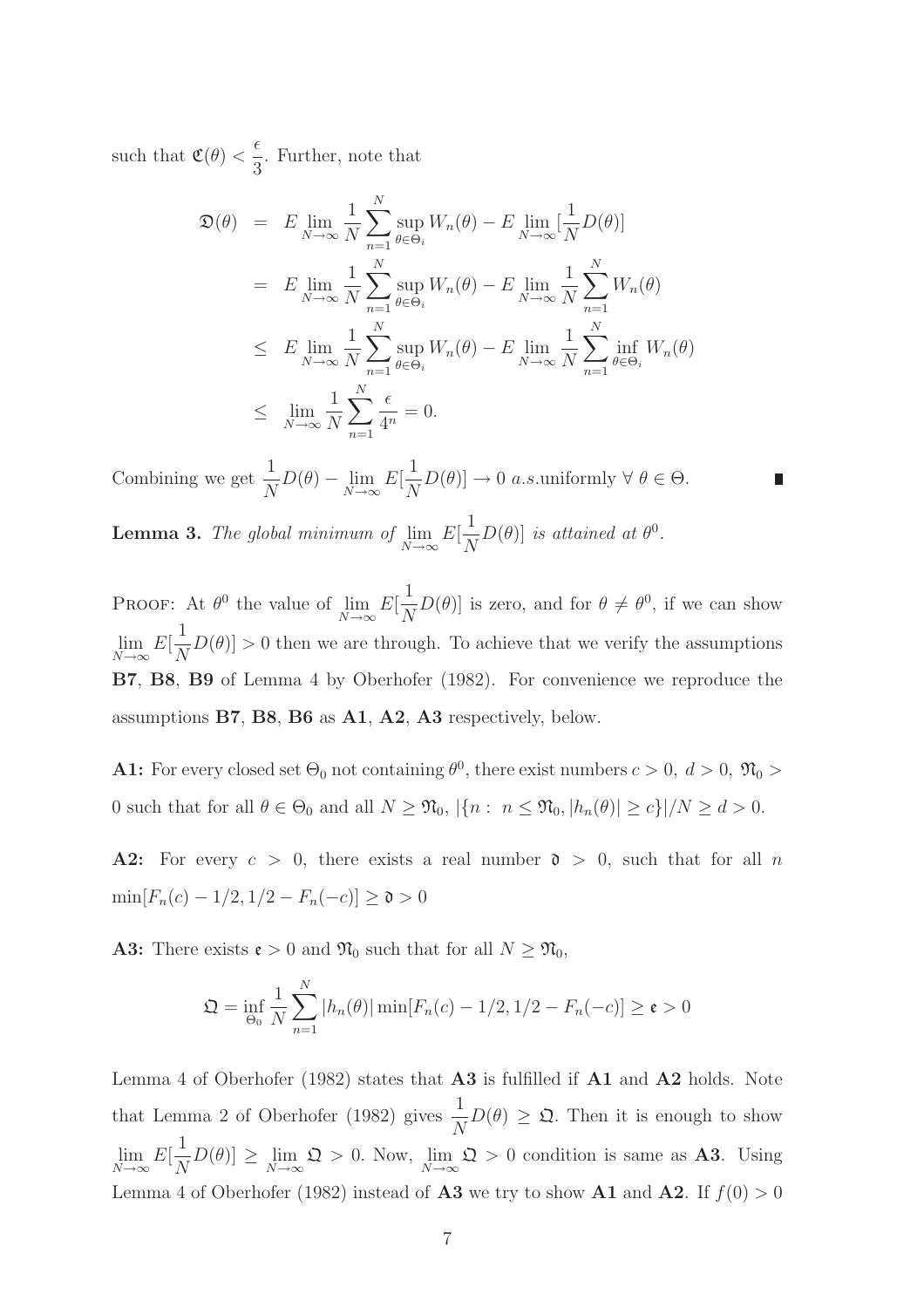such that $\mathfrak{C}(\theta) < \dfrac{\epsilon}{3}$. Further, note that

$$
\begin{aligned}
\mathfrak{D}(\theta) &= E \lim_{N\to\infty} \frac{1}{N} \sum_{n=1}^{N} \sup_{\theta\in\Theta_i} W_n(\theta) - E \lim_{N\to\infty} [\frac{1}{N} D(\theta)] \\
&= E \lim_{N\to\infty} \frac{1}{N} \sum_{n=1}^{N} \sup_{\theta\in\Theta_i} W_n(\theta) - E \lim_{N\to\infty} \frac{1}{N} \sum_{n=1}^{N} W_n(\theta) \\
&\leq E \lim_{N\to\infty} \frac{1}{N} \sum_{n=1}^{N} \sup_{\theta\in\Theta_i} W_n(\theta) - E \lim_{N\to\infty} \frac{1}{N} \sum_{n=1}^{N} \inf_{\theta\in\Theta_i} W_n(\theta) \\
&\leq \lim_{N\to\infty} \frac{1}{N} \sum_{n=1}^{N} \frac{\epsilon}{4^n} = 0.
\end{aligned}
$$

Combining we get $\dfrac{1}{N} D(\theta) - \lim\limits_{N\to\infty} E[\dfrac{1}{N} D(\theta)] \to 0$ $a.s.$uniformly $\forall\ \theta \in \Theta$. ∎

**Lemma 3.** *The global minimum of* $\lim\limits_{N\to\infty} E[\dfrac{1}{N} D(\theta)]$ *is attained at* $\theta^0$.

PROOF: At $\theta^0$ the value of $\lim\limits_{N\to\infty} E[\dfrac{1}{N} D(\theta)]$ is zero, and for $\theta \neq \theta^0$, if we can show $\lim\limits_{N\to\infty} E[\dfrac{1}{N} D(\theta)] > 0$ then we are through. To achieve that we verify the assumptions **B7**, **B8**, **B9** of Lemma 4 by Oberhofer (1982). For convenience we reproduce the assumptions **B7**, **B8**, **B6** as **A1**, **A2**, **A3** respectively, below.

**A1:** For every closed set $\Theta_0$ not containing $\theta^0$, there exist numbers $c > 0,\ d > 0,\ \mathfrak{N}_0 > 0$ such that for all $\theta \in \Theta_0$ and all $N \geq \mathfrak{N}_0$, $|\{n:\ n \leq \mathfrak{N}_0, |h_n(\theta)| \geq c\}|/N \geq d > 0$.

**A2:** For every $c > 0$, there exists a real number $\mathfrak{d} > 0$, such that for all $n$ $\min[F_n(c) - 1/2, 1/2 - F_n(-c)] \geq \mathfrak{d} > 0$

**A3:** There exists $\mathfrak{e} > 0$ and $\mathfrak{N}_0$ such that for all $N \geq \mathfrak{N}_0$,

$$
\mathfrak{Q} = \inf_{\Theta_0} \frac{1}{N} \sum_{n=1}^{N} |h_n(\theta)| \min[F_n(c) - 1/2, 1/2 - F_n(-c)] \geq \mathfrak{e} > 0
$$

Lemma 4 of Oberhofer (1982) states that **A3** is fulfilled if **A1** and **A2** holds. Note that Lemma 2 of Oberhofer (1982) gives $\dfrac{1}{N} D(\theta) \geq \mathfrak{Q}$. Then it is enough to show $\lim\limits_{N\to\infty} E[\dfrac{1}{N} D(\theta)] \geq \lim\limits_{N\to\infty} \mathfrak{Q} > 0$. Now, $\lim\limits_{N\to\infty} \mathfrak{Q} > 0$ condition is same as **A3**. Using Lemma 4 of Oberhofer (1982) instead of **A3** we try to show **A1** and **A2**. If $f(0) > 0$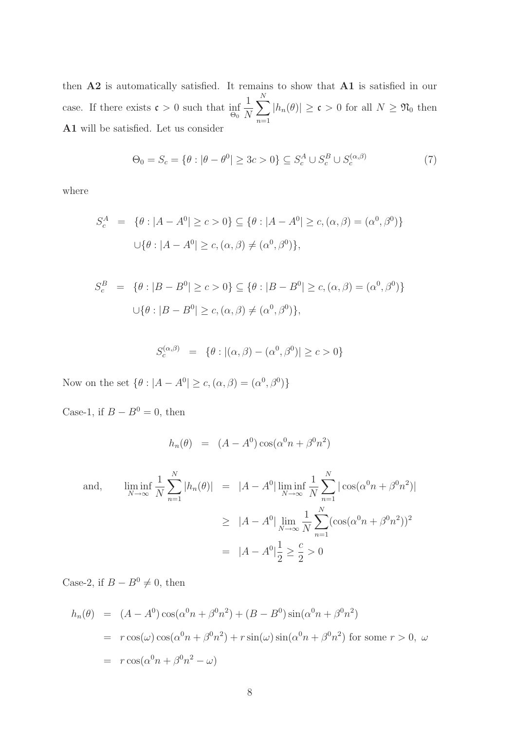then **A2** is automatically satisfied. It remains to show that **A1** is satisfied in our case. If there exists $\mathfrak{c} > 0$ such that $\inf_{\Theta_0} \frac{1}{N}\sum_{n=1}^{N} |h_n(\theta)| \geq \mathfrak{c} > 0$ for all $N \geq \mathfrak{N}_0$ then **A1** will be satisfied. Let us consider

$$\Theta_0 = S_c = \{\theta : |\theta - \theta^0| \geq 3c > 0\} \subseteq S_c^A \cup S_c^B \cup S_c^{(\alpha,\beta)} \tag{7}$$

where

$$\begin{aligned}
S_c^A &= \{\theta : |A - A^0| \geq c > 0\} \subseteq \{\theta : |A - A^0| \geq c, (\alpha, \beta) = (\alpha^0, \beta^0)\} \\
&\quad \cup \{\theta : |A - A^0| \geq c, (\alpha, \beta) \neq (\alpha^0, \beta^0)\},
\end{aligned}$$

$$\begin{aligned}
S_c^B &= \{\theta : |B - B^0| \geq c > 0\} \subseteq \{\theta : |B - B^0| \geq c, (\alpha, \beta) = (\alpha^0, \beta^0)\} \\
&\quad \cup \{\theta : |B - B^0| \geq c, (\alpha, \beta) \neq (\alpha^0, \beta^0)\},
\end{aligned}$$

$$S_c^{(\alpha,\beta)} = \{\theta : |(\alpha, \beta) - (\alpha^0, \beta^0)| \geq c > 0\}$$

Now on the set $\{\theta : |A - A^0| \geq c, (\alpha, \beta) = (\alpha^0, \beta^0)\}$

Case-1, if $B - B^0 = 0$, then

$$h_n(\theta) = (A - A^0)\cos(\alpha^0 n + \beta^0 n^2)$$

and,

$$\begin{aligned}
\liminf_{N\to\infty} \frac{1}{N}\sum_{n=1}^{N} |h_n(\theta)| &= |A - A^0| \liminf_{N\to\infty} \frac{1}{N}\sum_{n=1}^{N} |\cos(\alpha^0 n + \beta^0 n^2)| \\
&\geq |A - A^0| \lim_{N\to\infty} \frac{1}{N}\sum_{n=1}^{N} (\cos(\alpha^0 n + \beta^0 n^2))^2 \\
&= |A - A^0| \frac{1}{2} \geq \frac{c}{2} > 0
\end{aligned}$$

Case-2, if $B - B^0 \neq 0$, then

$$\begin{aligned}
h_n(\theta) &= (A - A^0)\cos(\alpha^0 n + \beta^0 n^2) + (B - B^0)\sin(\alpha^0 n + \beta^0 n^2) \\
&= r\cos(\omega)\cos(\alpha^0 n + \beta^0 n^2) + r\sin(\omega)\sin(\alpha^0 n + \beta^0 n^2) \text{ for some } r > 0,\ \omega \\
&= r\cos(\alpha^0 n + \beta^0 n^2 - \omega)
\end{aligned}$$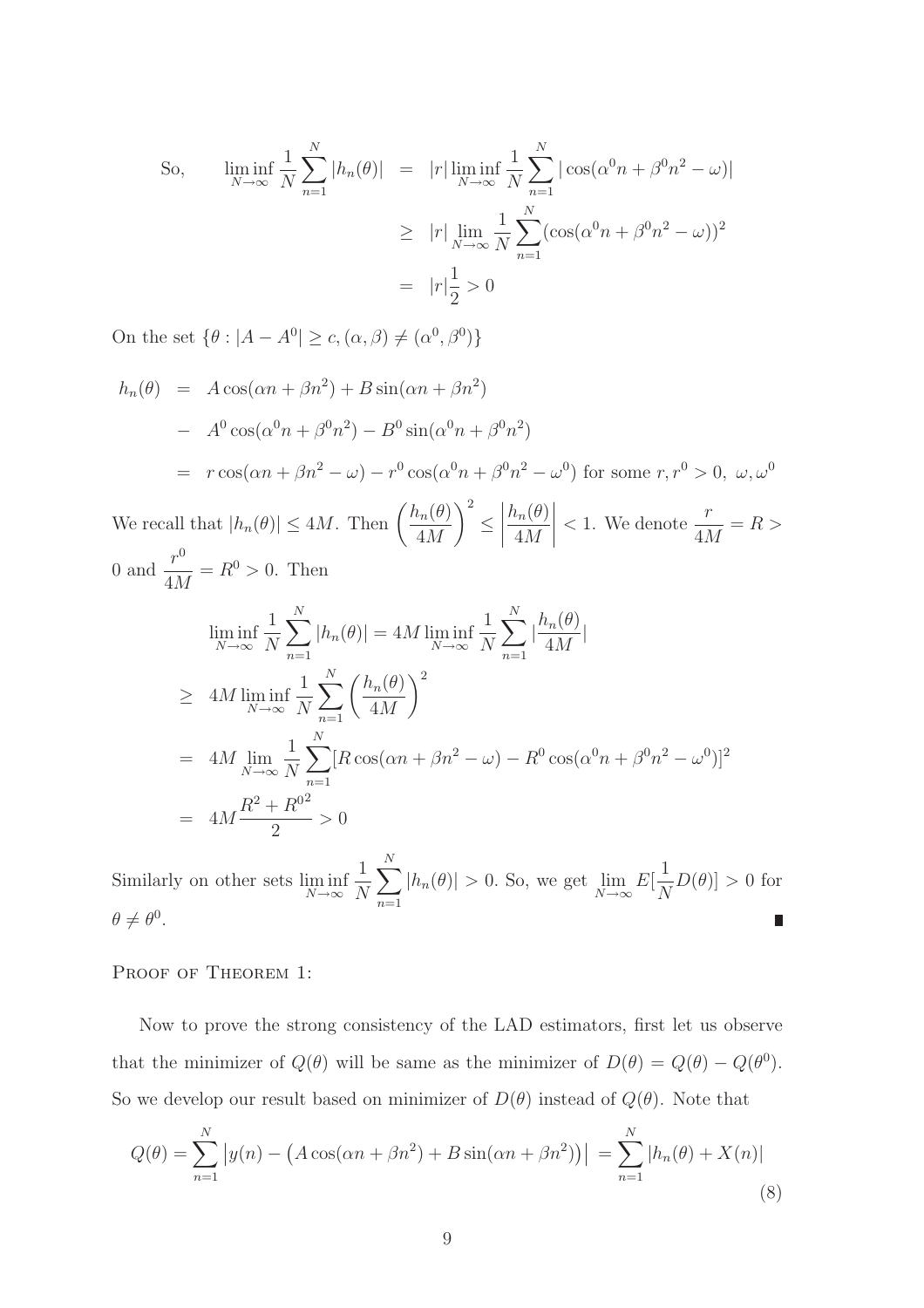$$
\begin{aligned}
\text{So,} \qquad \liminf_{N\to\infty} \frac{1}{N}\sum_{n=1}^{N} |h_n(\theta)| &= |r| \liminf_{N\to\infty} \frac{1}{N}\sum_{n=1}^{N} |\cos(\alpha^0 n + \beta^0 n^2 - \omega)| \\
&\geq |r| \lim_{N\to\infty} \frac{1}{N}\sum_{n=1}^{N} (\cos(\alpha^0 n + \beta^0 n^2 - \omega))^2 \\
&= |r|\frac{1}{2} > 0
\end{aligned}
$$

On the set $\{\theta : |A - A^0| \geq c, (\alpha, \beta) \neq (\alpha^0, \beta^0)\}$

$$
\begin{aligned}
h_n(\theta) &= A\cos(\alpha n + \beta n^2) + B\sin(\alpha n + \beta n^2) \\
&- A^0\cos(\alpha^0 n + \beta^0 n^2) - B^0 \sin(\alpha^0 n + \beta^0 n^2) \\
&= r\cos(\alpha n + \beta n^2 - \omega) - r^0\cos(\alpha^0 n + \beta^0 n^2 - \omega^0) \text{ for some } r, r^0 > 0,\ \omega, \omega^0
\end{aligned}
$$

We recall that $|h_n(\theta)| \leq 4M$. Then $\left(\frac{h_n(\theta)}{4M}\right)^2 \leq \left|\frac{h_n(\theta)}{4M}\right| < 1$. We denote $\frac{r}{4M} = R > 0$ and $\frac{r^0}{4M} = R^0 > 0$. Then

$$
\begin{aligned}
&\liminf_{N\to\infty} \frac{1}{N}\sum_{n=1}^{N} |h_n(\theta)| = 4M \liminf_{N\to\infty} \frac{1}{N}\sum_{n=1}^{N} |\frac{h_n(\theta)}{4M}| \\
\geq&\ 4M \liminf_{N\to\infty} \frac{1}{N}\sum_{n=1}^{N} \left(\frac{h_n(\theta)}{4M}\right)^2 \\
=&\ 4M \lim_{N\to\infty} \frac{1}{N}\sum_{n=1}^{N} [R\cos(\alpha n + \beta n^2 - \omega) - R^0\cos(\alpha^0 n + \beta^0 n^2 - \omega^0)]^2 \\
=&\ 4M\frac{R^2 + R^{0^2}}{2} > 0
\end{aligned}
$$

Similarly on other sets $\liminf_{N\to\infty} \frac{1}{N}\sum_{n=1}^{N} |h_n(\theta)| > 0$. So, we get $\lim_{N\to\infty} E[\frac{1}{N}D(\theta)] > 0$ for $\theta \neq \theta^0$. ∎

PROOF OF THEOREM 1:

Now to prove the strong consistency of the LAD estimators, first let us observe that the minimizer of $Q(\theta)$ will be same as the minimizer of $D(\theta) = Q(\theta) - Q(\theta^0)$. So we develop our result based on minimizer of $D(\theta)$ instead of $Q(\theta)$. Note that

$$
Q(\theta) = \sum_{n=1}^{N} \left|y(n) - \left(A\cos(\alpha n + \beta n^2) + B\sin(\alpha n + \beta n^2)\right)\right| = \sum_{n=1}^{N} |h_n(\theta) + X(n)| \tag{8}
$$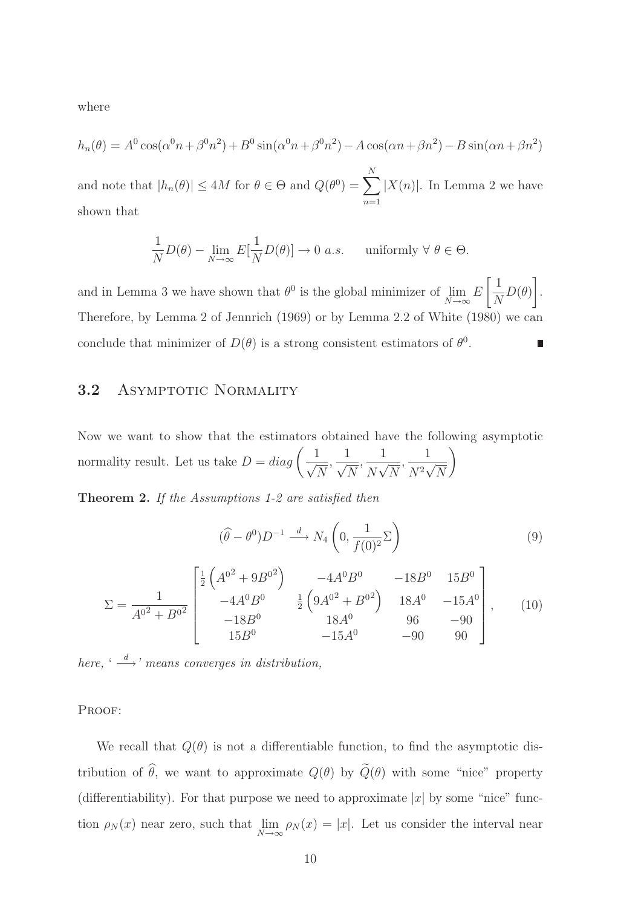where

$$h_n(\theta) = A^0 \cos(\alpha^0 n + \beta^0 n^2) + B^0 \sin(\alpha^0 n + \beta^0 n^2) - A \cos(\alpha n + \beta n^2) - B \sin(\alpha n + \beta n^2)$$

and note that $|h_n(\theta)| \leq 4M$ for $\theta \in \Theta$ and $Q(\theta^0) = \sum_{n=1}^{N} |X(n)|$. In Lemma 2 we have shown that

$$\frac{1}{N} D(\theta) - \lim_{N \to \infty} E[\frac{1}{N} D(\theta)] \to 0 \ a.s. \qquad \text{uniformly} \ \forall \ \theta \in \Theta.$$

and in Lemma 3 we have shown that $\theta^0$ is the global minimizer of $\lim_{N \to \infty} E\left[\frac{1}{N} D(\theta)\right]$. Therefore, by Lemma 2 of Jennrich (1969) or by Lemma 2.2 of White (1980) we can conclude that minimizer of $D(\theta)$ is a strong consistent estimators of $\theta^0$. ∎

## 3.2 Asymptotic Normality

Now we want to show that the estimators obtained have the following asymptotic normality result. Let us take $D = diag\left(\frac{1}{\sqrt{N}}, \frac{1}{\sqrt{N}}, \frac{1}{N\sqrt{N}}, \frac{1}{N^2\sqrt{N}}\right)$

**Theorem 2.** *If the Assumptions 1-2 are satisfied then*

$$(\widehat{\theta} - \theta^0) D^{-1} \xrightarrow{d} N_4\left(0, \frac{1}{f(0)^2} \Sigma\right) \tag{9}$$

$$\Sigma = \frac{1}{A^{0^2} + B^{0^2}} \begin{bmatrix} \frac{1}{2}\left(A^{0^2} + 9B^{0^2}\right) & -4A^0B^0 & -18B^0 & 15B^0 \\ -4A^0B^0 & \frac{1}{2}\left(9A^{0^2} + B^{0^2}\right) & 18A^0 & -15A^0 \\ -18B^0 & 18A^0 & 96 & -90 \\ 15B^0 & -15A^0 & -90 & 90 \end{bmatrix}, \tag{10}$$

*here, '$\xrightarrow{d}$' means converges in distribution,*

Proof:

We recall that $Q(\theta)$ is not a differentiable function, to find the asymptotic distribution of $\widehat{\theta}$, we want to approximate $Q(\theta)$ by $\widetilde{Q}(\theta)$ with some "nice" property (differentiability). For that purpose we need to approximate $|x|$ by some "nice" function $\rho_N(x)$ near zero, such that $\lim_{N \to \infty} \rho_N(x) = |x|$. Let us consider the interval near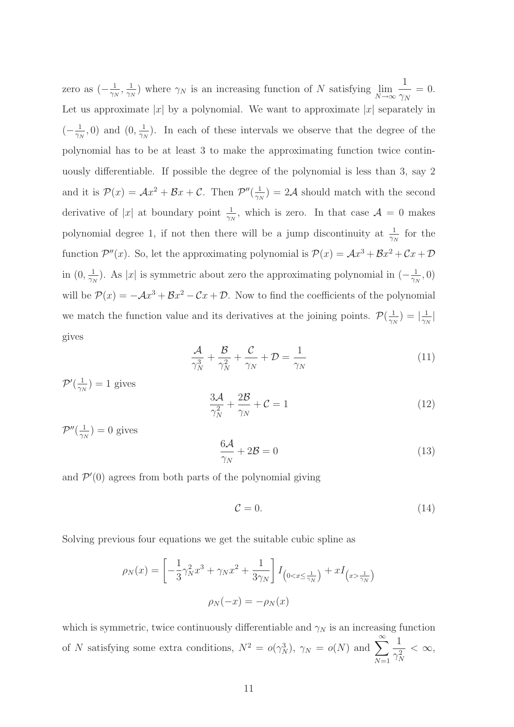zero as $(-\frac{1}{\gamma_N}, \frac{1}{\gamma_N})$ where $\gamma_N$ is an increasing function of $N$ satisfying $\lim_{N\to\infty} \dfrac{1}{\gamma_N} = 0$. Let us approximate $|x|$ by a polynomial. We want to approximate $|x|$ separately in $(-\frac{1}{\gamma_N}, 0)$ and $(0, \frac{1}{\gamma_N})$. In each of these intervals we observe that the degree of the polynomial has to be at least 3 to make the approximating function twice continuously differentiable. If possible the degree of the polynomial is less than 3, say 2 and it is $\mathcal{P}(x) = \mathcal{A}x^2 + \mathcal{B}x + \mathcal{C}$. Then $\mathcal{P}''(\frac{1}{\gamma_N}) = 2\mathcal{A}$ should match with the second derivative of $|x|$ at boundary point $\frac{1}{\gamma_N}$, which is zero. In that case $\mathcal{A} = 0$ makes polynomial degree 1, if not then there will be a jump discontinuity at $\frac{1}{\gamma_N}$ for the function $\mathcal{P}''(x)$. So, let the approximating polynomial is $\mathcal{P}(x) = \mathcal{A}x^3 + \mathcal{B}x^2 + \mathcal{C}x + \mathcal{D}$ in $(0, \frac{1}{\gamma_N})$. As $|x|$ is symmetric about zero the approximating polynomial in $(-\frac{1}{\gamma_N}, 0)$ will be $\mathcal{P}(x) = -\mathcal{A}x^3 + \mathcal{B}x^2 - \mathcal{C}x + \mathcal{D}$. Now to find the coefficients of the polynomial we match the function value and its derivatives at the joining points. $\mathcal{P}(\frac{1}{\gamma_N}) = |\frac{1}{\gamma_N}|$ gives

$$\frac{\mathcal{A}}{\gamma_N^3} + \frac{\mathcal{B}}{\gamma_N^2} + \frac{\mathcal{C}}{\gamma_N} + \mathcal{D} = \frac{1}{\gamma_N} \tag{11}$$

$\mathcal{P}'(\frac{1}{\gamma_N}) = 1$ gives

$$\frac{3\mathcal{A}}{\gamma_N^2} + \frac{2\mathcal{B}}{\gamma_N} + \mathcal{C} = 1 \tag{12}$$

$\mathcal{P}''(\frac{1}{\gamma_N}) = 0$ gives

$$\frac{6\mathcal{A}}{\gamma_N} + 2\mathcal{B} = 0 \tag{13}$$

and $\mathcal{P}'(0)$ agrees from both parts of the polynomial giving

$$\mathcal{C} = 0. \tag{14}$$

Solving previous four equations we get the suitable cubic spline as

$$\rho_N(x) = \left[ -\frac{1}{3}\gamma_N^2 x^3 + \gamma_N x^2 + \frac{1}{3\gamma_N} \right] I_{\left(0 < x \leq \frac{1}{\gamma_N}\right)} + x I_{\left(x > \frac{1}{\gamma_N}\right)}$$

$$\rho_N(-x) = -\rho_N(x)$$

which is symmetric, twice continuously differentiable and $\gamma_N$ is an increasing function of $N$ satisfying some extra conditions, $N^2 = o(\gamma_N^3)$, $\gamma_N = o(N)$ and $\displaystyle\sum_{N=1}^{\infty} \frac{1}{\gamma_N^2} < \infty$,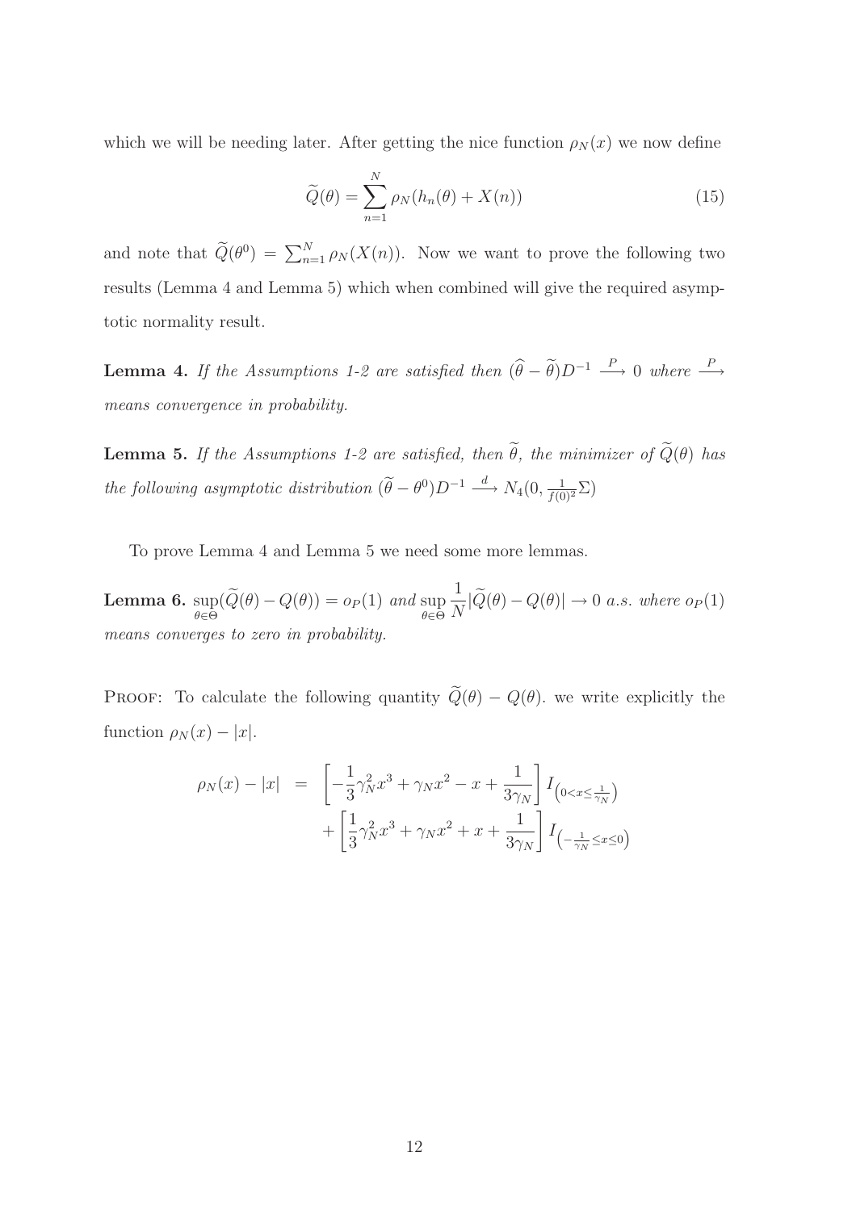which we will be needing later. After getting the nice function $\rho_N(x)$ we now define

$$\widetilde{Q}(\theta) = \sum_{n=1}^{N} \rho_N(h_n(\theta) + X(n)) \tag{15}$$

and note that $\widetilde{Q}(\theta^0) = \sum_{n=1}^{N} \rho_N(X(n))$. Now we want to prove the following two results (Lemma 4 and Lemma 5) which when combined will give the required asymptotic normality result.

**Lemma 4.** *If the Assumptions 1-2 are satisfied then* $(\widehat{\theta} - \widetilde{\theta})D^{-1} \xrightarrow{P} 0$ *where* $\xrightarrow{P}$ *means convergence in probability.*

**Lemma 5.** *If the Assumptions 1-2 are satisfied, then* $\widetilde{\theta}$*, the minimizer of* $\widetilde{Q}(\theta)$ *has the following asymptotic distribution* $(\widetilde{\theta} - \theta^0)D^{-1} \xrightarrow{d} N_4(0, \frac{1}{f(0)^2}\Sigma)$

To prove Lemma 4 and Lemma 5 we need some more lemmas.

**Lemma 6.** $\sup_{\theta \in \Theta}(\widetilde{Q}(\theta) - Q(\theta)) = o_P(1)$ *and* $\sup_{\theta \in \Theta} \frac{1}{N}|\widetilde{Q}(\theta) - Q(\theta)| \to 0$ *a.s. where* $o_P(1)$ *means converges to zero in probability.*

PROOF: To calculate the following quantity $\widetilde{Q}(\theta) - Q(\theta)$. we write explicitly the function $\rho_N(x) - |x|$.

$$\begin{aligned}
\rho_N(x) - |x| &= \left[-\frac{1}{3}\gamma_N^2 x^3 + \gamma_N x^2 - x + \frac{1}{3\gamma_N}\right] I_{\left(0 < x \leq \frac{1}{\gamma_N}\right)} \\
&\quad + \left[\frac{1}{3}\gamma_N^2 x^3 + \gamma_N x^2 + x + \frac{1}{3\gamma_N}\right] I_{\left(-\frac{1}{\gamma_N} \leq x \leq 0\right)}
\end{aligned}$$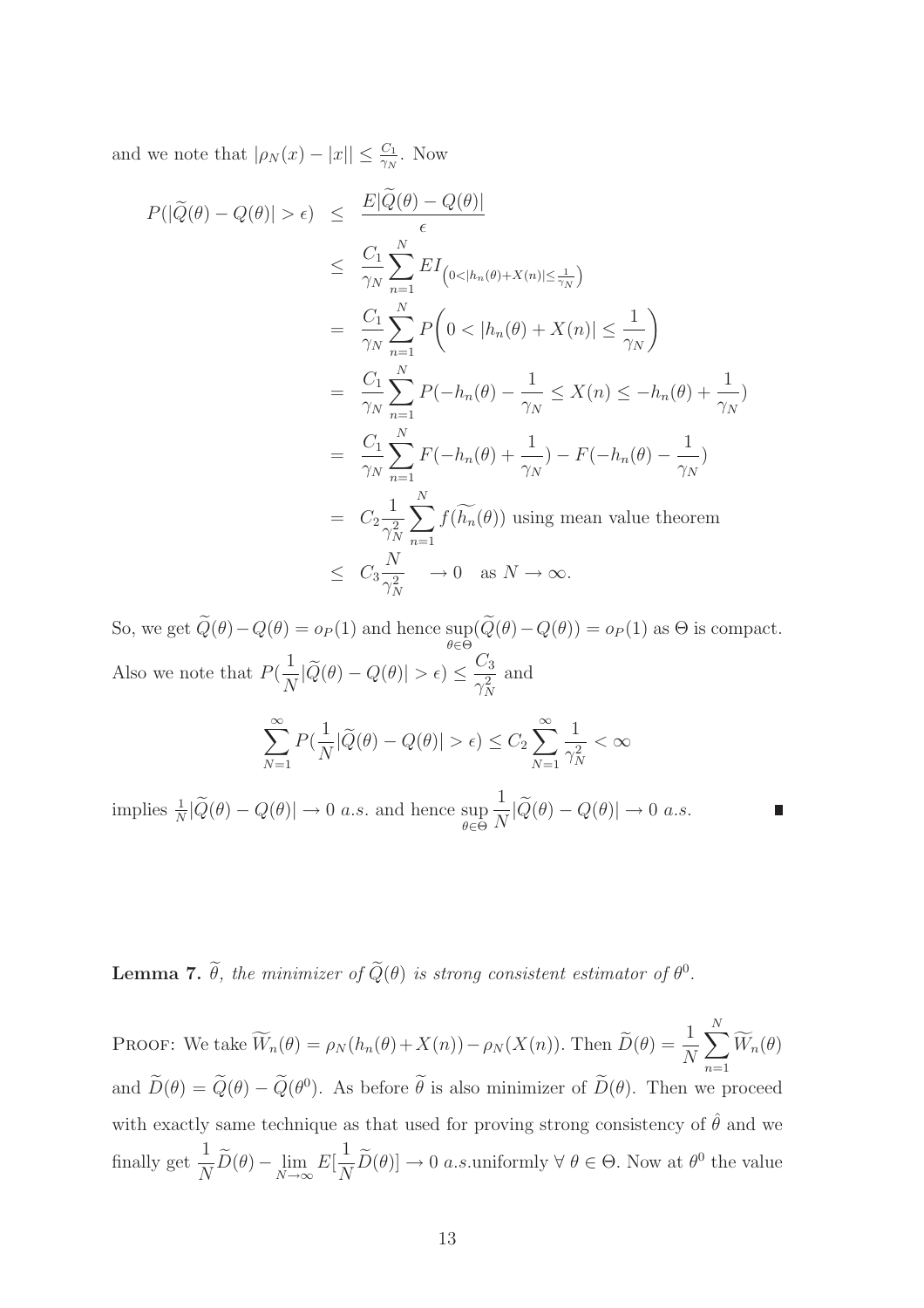and we note that $|\rho_N(x) - |x|| \leq \frac{C_1}{\gamma_N}$. Now

$$
\begin{aligned}
P(|\widetilde{Q}(\theta) - Q(\theta)| > \epsilon) &\leq \frac{E|\widetilde{Q}(\theta) - Q(\theta)|}{\epsilon} \\
&\leq \frac{C_1}{\gamma_N} \sum_{n=1}^{N} E I_{\left(0 < |h_n(\theta) + X(n)| \leq \frac{1}{\gamma_N}\right)} \\
&= \frac{C_1}{\gamma_N} \sum_{n=1}^{N} P\bigg(0 < |h_n(\theta) + X(n)| \leq \frac{1}{\gamma_N}\bigg) \\
&= \frac{C_1}{\gamma_N} \sum_{n=1}^{N} P(-h_n(\theta) - \frac{1}{\gamma_N} \leq X(n) \leq -h_n(\theta) + \frac{1}{\gamma_N}) \\
&= \frac{C_1}{\gamma_N} \sum_{n=1}^{N} F(-h_n(\theta) + \frac{1}{\gamma_N}) - F(-h_n(\theta) - \frac{1}{\gamma_N}) \\
&= C_2 \frac{1}{\gamma_N^2} \sum_{n=1}^{N} f(\widetilde{h_n}(\theta)) \text{ using mean value theorem} \\
&\leq C_3 \frac{N}{\gamma_N^2} \quad \rightarrow 0 \quad \text{as } N \rightarrow \infty.
\end{aligned}
$$

So, we get $\widetilde{Q}(\theta) - Q(\theta) = o_P(1)$ and hence $\sup\limits_{\theta \in \Theta}(\widetilde{Q}(\theta) - Q(\theta)) = o_P(1)$ as $\Theta$ is compact. Also we note that $P(\dfrac{1}{N}|\widetilde{Q}(\theta) - Q(\theta)| > \epsilon) \leq \dfrac{C_3}{\gamma_N^2}$ and

$$
\sum_{N=1}^{\infty} P(\frac{1}{N}|\widetilde{Q}(\theta) - Q(\theta)| > \epsilon) \leq C_2 \sum_{N=1}^{\infty} \frac{1}{\gamma_N^2} < \infty
$$

implies $\frac{1}{N}|\widetilde{Q}(\theta) - Q(\theta)| \rightarrow 0$ *a.s.* and hence $\sup\limits_{\theta \in \Theta} \dfrac{1}{N}|\widetilde{Q}(\theta) - Q(\theta)| \rightarrow 0$ *a.s.* ∎

**Lemma 7.** *$\widetilde{\theta}$, the minimizer of $\widetilde{Q}(\theta)$ is strong consistent estimator of $\theta^0$.*

Proof: We take $\widetilde{W}_n(\theta) = \rho_N(h_n(\theta) + X(n)) - \rho_N(X(n))$. Then $\widetilde{D}(\theta) = \dfrac{1}{N}\sum\limits_{n=1}^{N} \widetilde{W}_n(\theta)$ and $\widetilde{D}(\theta) = \widetilde{Q}(\theta) - \widetilde{Q}(\theta^0)$. As before $\widetilde{\theta}$ is also minimizer of $\widetilde{D}(\theta)$. Then we proceed with exactly same technique as that used for proving strong consistency of $\hat{\theta}$ and we finally get $\dfrac{1}{N}\widetilde{D}(\theta) - \lim\limits_{N\rightarrow\infty} E[\dfrac{1}{N}\widetilde{D}(\theta)] \rightarrow 0$ *a.s.*uniformly $\forall\ \theta \in \Theta$. Now at $\theta^0$ the value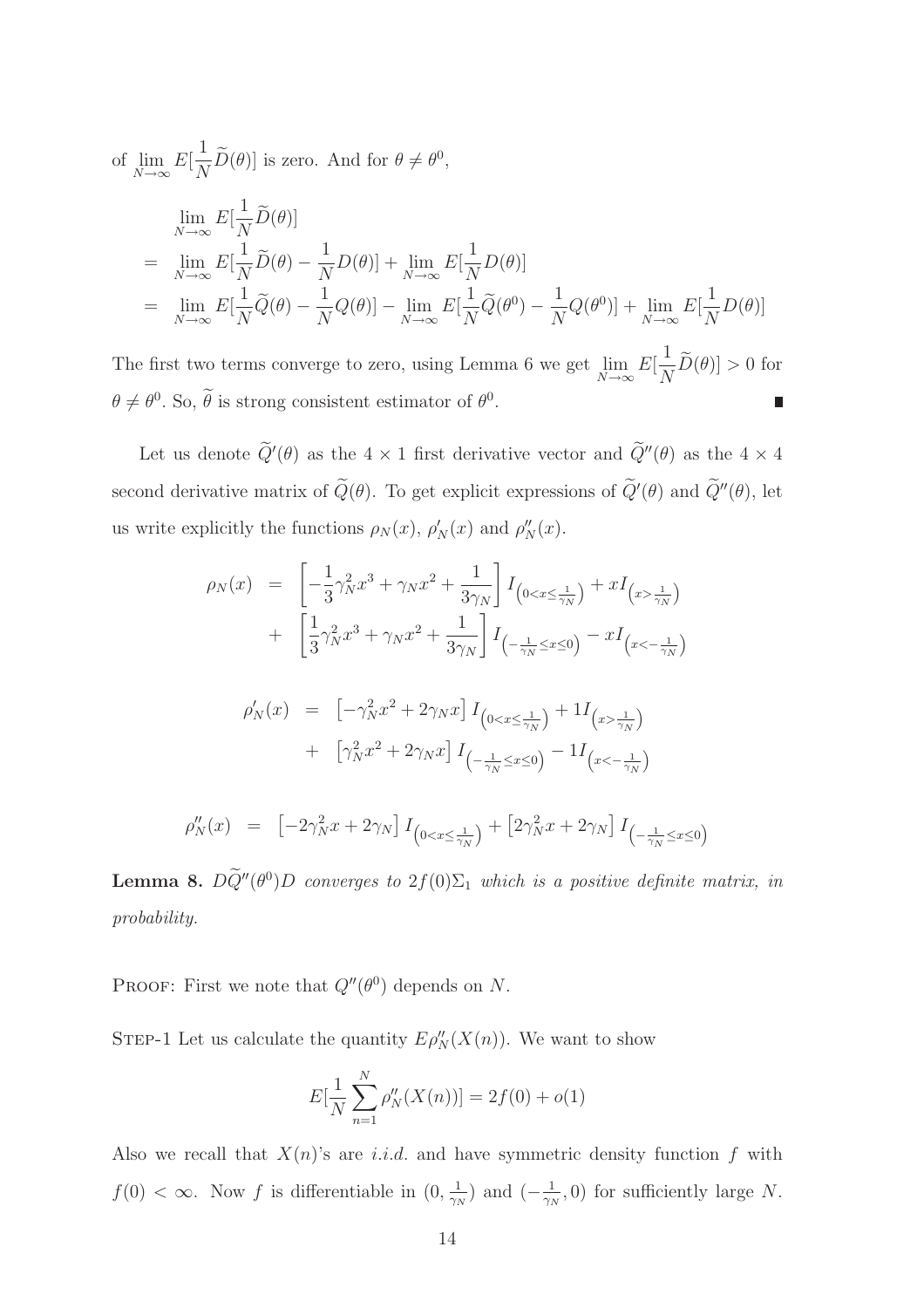of $\lim_{N\to\infty} E[\frac{1}{N}\widetilde{D}(\theta)]$ is zero. And for $\theta \neq \theta^0$,

$$
\begin{aligned}
& \lim_{N\to\infty} E[\frac{1}{N}\widetilde{D}(\theta)] \\
= \; & \lim_{N\to\infty} E[\frac{1}{N}\widetilde{D}(\theta) - \frac{1}{N}D(\theta)] + \lim_{N\to\infty} E[\frac{1}{N}D(\theta)] \\
= \; & \lim_{N\to\infty} E[\frac{1}{N}\widetilde{Q}(\theta) - \frac{1}{N}Q(\theta)] - \lim_{N\to\infty} E[\frac{1}{N}\widetilde{Q}(\theta^0) - \frac{1}{N}Q(\theta^0)] + \lim_{N\to\infty} E[\frac{1}{N}D(\theta)]
\end{aligned}
$$

The first two terms converge to zero, using Lemma 6 we get $\lim_{N\to\infty} E[\frac{1}{N}\widetilde{D}(\theta)] > 0$ for $\theta \neq \theta^0$. So, $\widetilde{\theta}$ is strong consistent estimator of $\theta^0$. ∎

Let us denote $\widetilde{Q}'(\theta)$ as the $4 \times 1$ first derivative vector and $\widetilde{Q}''(\theta)$ as the $4 \times 4$ second derivative matrix of $\widetilde{Q}(\theta)$. To get explicit expressions of $\widetilde{Q}'(\theta)$ and $\widetilde{Q}''(\theta)$, let us write explicitly the functions $\rho_N(x)$, $\rho_N'(x)$ and $\rho_N''(x)$.

$$
\begin{aligned}
\rho_N(x) \;=\; & \left[-\frac{1}{3}\gamma_N^2 x^3 + \gamma_N x^2 + \frac{1}{3\gamma_N}\right] I_{\left(0<x\leq\frac{1}{\gamma_N}\right)} + x I_{\left(x>\frac{1}{\gamma_N}\right)} \\
+ \; & \left[\frac{1}{3}\gamma_N^2 x^3 + \gamma_N x^2 + \frac{1}{3\gamma_N}\right] I_{\left(-\frac{1}{\gamma_N}\leq x\leq 0\right)} - x I_{\left(x<-\frac{1}{\gamma_N}\right)}
\end{aligned}
$$

$$
\begin{aligned}
\rho_N'(x) \;=\; & \left[-\gamma_N^2 x^2 + 2\gamma_N x\right] I_{\left(0<x\leq\frac{1}{\gamma_N}\right)} + 1 I_{\left(x>\frac{1}{\gamma_N}\right)} \\
+ \; & \left[\gamma_N^2 x^2 + 2\gamma_N x\right] I_{\left(-\frac{1}{\gamma_N}\leq x\leq 0\right)} - 1 I_{\left(x<-\frac{1}{\gamma_N}\right)}
\end{aligned}
$$

$$
\rho_N''(x) \;=\; \left[-2\gamma_N^2 x + 2\gamma_N\right] I_{\left(0<x\leq\frac{1}{\gamma_N}\right)} + \left[2\gamma_N^2 x + 2\gamma_N\right] I_{\left(-\frac{1}{\gamma_N}\leq x\leq 0\right)}
$$

**Lemma 8.** *$D\widetilde{Q}''(\theta^0)D$ converges to $2f(0)\Sigma_1$ which is a positive definite matrix, in probability.*

Proof: First we note that $Q''(\theta^0)$ depends on $N$.

Step-1 Let us calculate the quantity $E\rho_N''(X(n))$. We want to show

$$
E[\frac{1}{N}\sum_{n=1}^{N}\rho_N''(X(n))] = 2f(0) + o(1)
$$

Also we recall that $X(n)$'s are *i.i.d.* and have symmetric density function $f$ with $f(0) < \infty$. Now $f$ is differentiable in $(0, \frac{1}{\gamma_N})$ and $(-\frac{1}{\gamma_N}, 0)$ for sufficiently large $N$.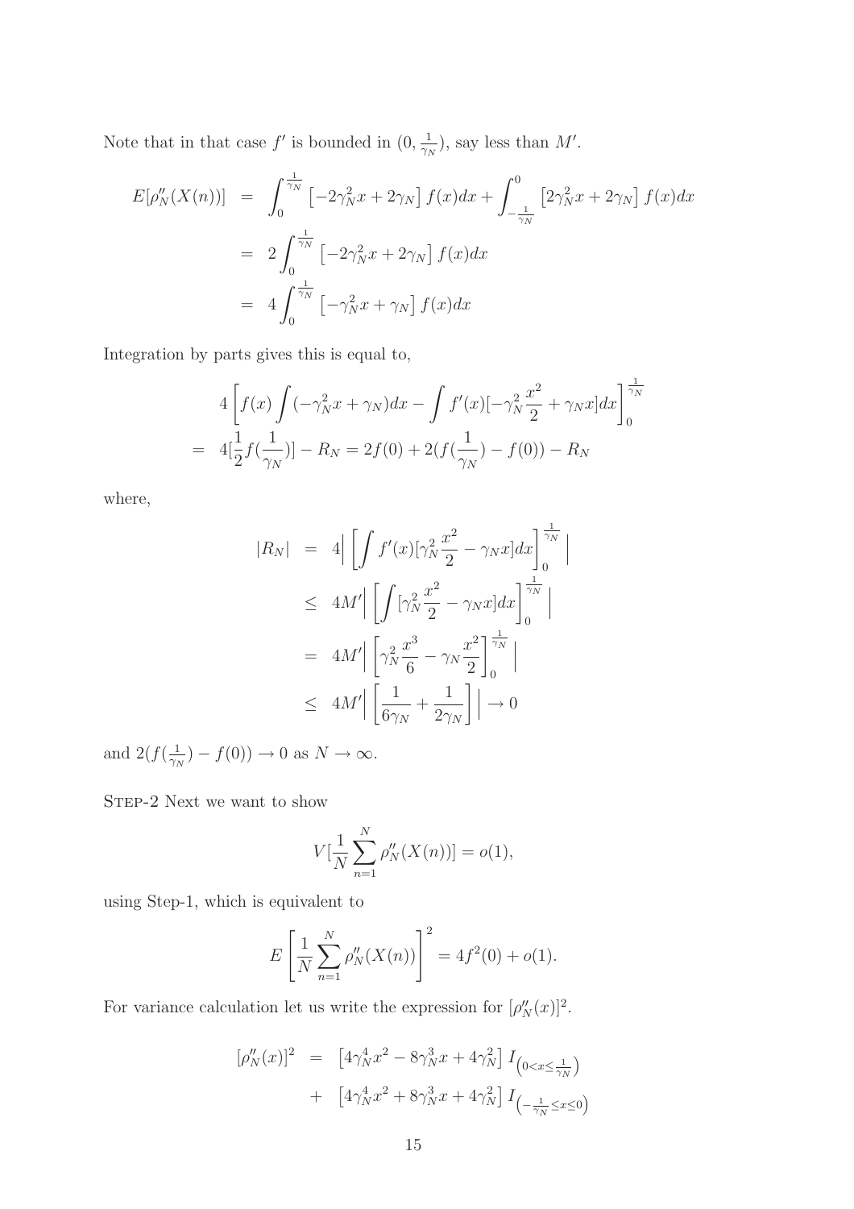Note that in that case $f'$ is bounded in $(0, \frac{1}{\gamma_N})$, say less than $M'$.

$$
\begin{aligned}
E[\rho_N''(X(n))] &= \int_0^{\frac{1}{\gamma_N}} \left[-2\gamma_N^2 x + 2\gamma_N\right] f(x)dx + \int_{-\frac{1}{\gamma_N}}^0 \left[2\gamma_N^2 x + 2\gamma_N\right] f(x)dx \\
&= 2\int_0^{\frac{1}{\gamma_N}} \left[-2\gamma_N^2 x + 2\gamma_N\right] f(x)dx \\
&= 4\int_0^{\frac{1}{\gamma_N}} \left[-\gamma_N^2 x + \gamma_N\right] f(x)dx
\end{aligned}
$$

Integration by parts gives this is equal to,

$$
\begin{aligned}
& 4\left[f(x)\int(-\gamma_N^2 x + \gamma_N)dx - \int f'(x)[-\gamma_N^2\frac{x^2}{2} + \gamma_N x]dx\right]_0^{\frac{1}{\gamma_N}} \\
=\ & 4[\frac{1}{2}f(\frac{1}{\gamma_N})] - R_N = 2f(0) + 2(f(\frac{1}{\gamma_N}) - f(0)) - R_N
\end{aligned}
$$

where,

$$
\begin{aligned}
|R_N| &= 4\Big|\left[\int f'(x)[\gamma_N^2\frac{x^2}{2} - \gamma_N x]dx\right]_0^{\frac{1}{\gamma_N}}\Big| \\
&\leq 4M'\Big|\left[\int[\gamma_N^2\frac{x^2}{2} - \gamma_N x]dx\right]_0^{\frac{1}{\gamma_N}}\Big| \\
&= 4M'\Big|\left[\gamma_N^2\frac{x^3}{6} - \gamma_N\frac{x^2}{2}\right]_0^{\frac{1}{\gamma_N}}\Big| \\
&\leq 4M'\Big|\left[\frac{1}{6\gamma_N} + \frac{1}{2\gamma_N}\right]\Big| \to 0
\end{aligned}
$$

and $2(f(\frac{1}{\gamma_N}) - f(0)) \to 0$ as $N \to \infty$.

STEP-2 Next we want to show

$$
V[\frac{1}{N}\sum_{n=1}^N \rho_N''(X(n))] = o(1),
$$

using Step-1, which is equivalent to

$$
E\left[\frac{1}{N}\sum_{n=1}^N \rho_N''(X(n))\right]^2 = 4f^2(0) + o(1).
$$

For variance calculation let us write the expression for $[\rho_N''(x)]^2$.

$$
\begin{aligned}
[\rho_N''(x)]^2 &= \left[4\gamma_N^4 x^2 - 8\gamma_N^3 x + 4\gamma_N^2\right] I_{\left(0<x\leq\frac{1}{\gamma_N}\right)} \\
&+ \left[4\gamma_N^4 x^2 + 8\gamma_N^3 x + 4\gamma_N^2\right] I_{\left(-\frac{1}{\gamma_N}\leq x\leq 0\right)}
\end{aligned}
$$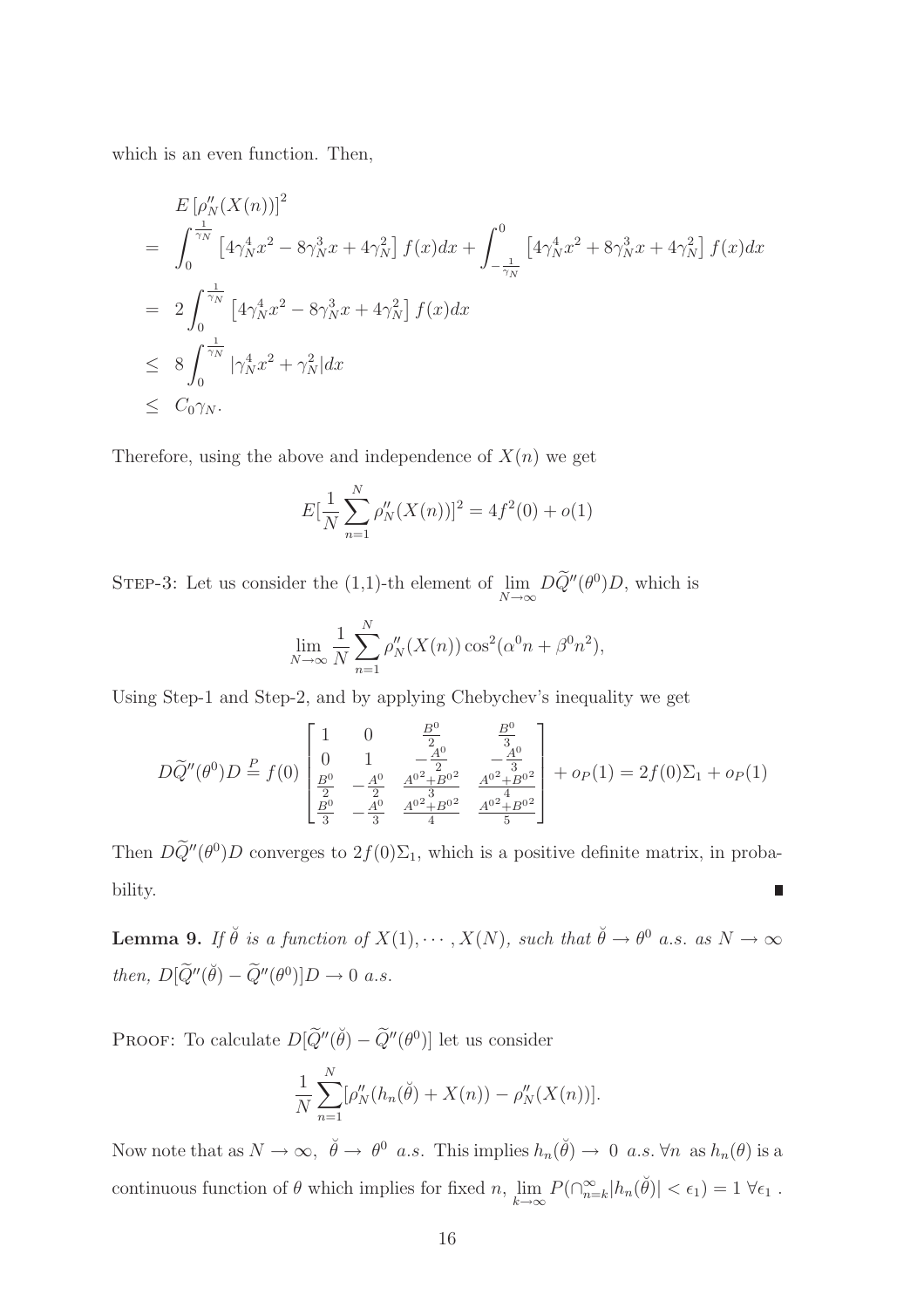which is an even function. Then,

$$
\begin{aligned}
& E\left[\rho_N''(X(n))\right]^2 \\
= \;& \int_0^{\frac{1}{\gamma_N}} \left[4\gamma_N^4 x^2 - 8\gamma_N^3 x + 4\gamma_N^2\right] f(x)dx + \int_{-\frac{1}{\gamma_N}}^{0} \left[4\gamma_N^4 x^2 + 8\gamma_N^3 x + 4\gamma_N^2\right] f(x)dx \\
= \;& 2\int_0^{\frac{1}{\gamma_N}} \left[4\gamma_N^4 x^2 - 8\gamma_N^3 x + 4\gamma_N^2\right] f(x)dx \\
\leq \;& 8\int_0^{\frac{1}{\gamma_N}} |\gamma_N^4 x^2 + \gamma_N^2| dx \\
\leq \;& C_0 \gamma_N.
\end{aligned}
$$

Therefore, using the above and independence of $X(n)$ we get

$$
E[\frac{1}{N}\sum_{n=1}^{N} \rho_N''(X(n))]^2 = 4f^2(0) + o(1)
$$

STEP-3: Let us consider the (1,1)-th element of $\lim_{N\to\infty} D\widetilde{Q}''(\theta^0)D$, which is

$$
\lim_{N\to\infty} \frac{1}{N}\sum_{n=1}^{N} \rho_N''(X(n))\cos^2(\alpha^0 n + \beta^0 n^2),
$$

Using Step-1 and Step-2, and by applying Chebychev's inequality we get

$$
D\widetilde{Q}''(\theta^0)D \stackrel{P}{=} f(0)\begin{bmatrix} 1 & 0 & \frac{B^0}{2} & \frac{B^0}{3} \\ 0 & 1 & -\frac{A^0}{2} & -\frac{A^0}{3} \\ \frac{B^0}{2} & -\frac{A^0}{2} & \frac{{A^0}^2+{B^0}^2}{3} & \frac{{A^0}^2+{B^0}^2}{4} \\ \frac{B^0}{3} & -\frac{A^0}{3} & \frac{{A^0}^2+{B^0}^2}{4} & \frac{{A^0}^2+{B^0}^2}{5} \end{bmatrix} + o_P(1) = 2f(0)\Sigma_1 + o_P(1)
$$

Then $D\widetilde{Q}''(\theta^0)D$ converges to $2f(0)\Sigma_1$, which is a positive definite matrix, in probability. ∎

**Lemma 9.** *If $\breve{\theta}$ is a function of $X(1), \cdots, X(N)$, such that $\breve{\theta} \to \theta^0$ a.s. as $N \to \infty$ then, $D[\widetilde{Q}''(\breve{\theta}) - \widetilde{Q}''(\theta^0)]D \to 0$ a.s.*

PROOF: To calculate $D[\widetilde{Q}''(\breve{\theta}) - \widetilde{Q}''(\theta^0)]$ let us consider

$$
\frac{1}{N}\sum_{n=1}^{N} [\rho_N''(h_n(\breve{\theta}) + X(n)) - \rho_N''(X(n))].
$$

Now note that as $N \to \infty$, $\breve{\theta} \to \theta^0$ *a.s.* This implies $h_n(\breve{\theta}) \to 0$ *a.s.* $\forall n$ as $h_n(\theta)$ is a continuous function of $\theta$ which implies for fixed $n$, $\lim_{k\to\infty} P(\cap_{n=k}^{\infty} |h_n(\breve{\theta})| < \epsilon_1) = 1 \; \forall \epsilon_1$ .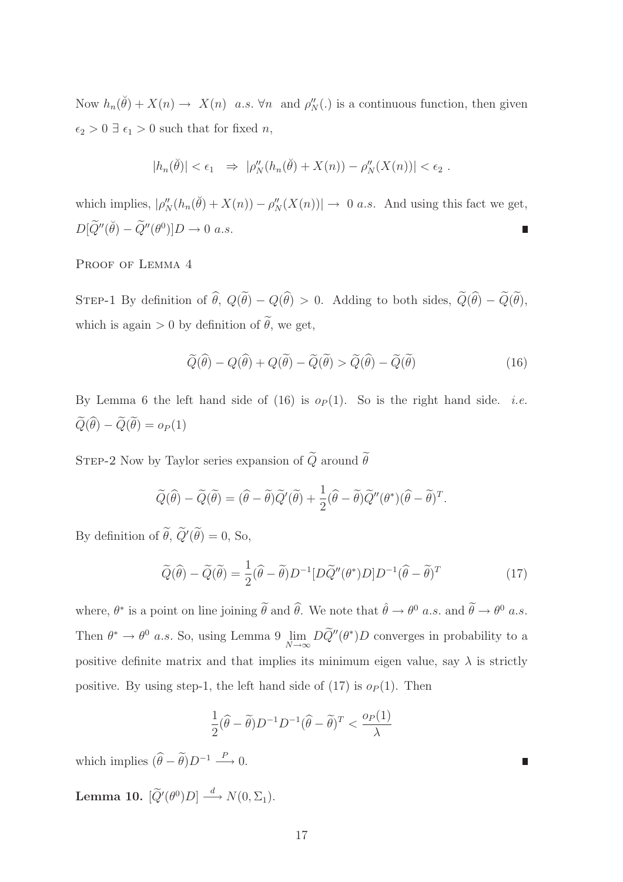Now $h_n(\breve{\theta}) + X(n) \rightarrow X(n)$ $a.s.$ $\forall n$ and $\rho''_N(.)$ is a continuous function, then given $\epsilon_2 > 0$ $\exists$ $\epsilon_1 > 0$ such that for fixed $n$,

$$|h_n(\breve{\theta})| < \epsilon_1 \;\; \Rightarrow \;\; |\rho''_N(h_n(\breve{\theta}) + X(n)) - \rho''_N(X(n))| < \epsilon_2 \; .$$

which implies, $|\rho''_N(h_n(\breve{\theta}) + X(n)) - \rho''_N(X(n))| \rightarrow 0$ $a.s.$ And using this fact we get, $D[\widetilde{Q}''(\breve{\theta}) - \widetilde{Q}''(\theta^0)]D \rightarrow 0$ $a.s.$ ∎

PROOF OF LEMMA 4

STEP-1 By definition of $\widehat{\theta}$, $Q(\widetilde{\theta}) - Q(\widehat{\theta}) > 0$. Adding to both sides, $\widetilde{Q}(\widehat{\theta}) - \widetilde{Q}(\widetilde{\theta})$, which is again $> 0$ by definition of $\widetilde{\theta}$, we get,

$$\widetilde{Q}(\widehat{\theta}) - Q(\widehat{\theta}) + Q(\widetilde{\theta}) - \widetilde{Q}(\widetilde{\theta}) > \widetilde{Q}(\widehat{\theta}) - \widetilde{Q}(\widetilde{\theta}) \tag{16}$$

By Lemma 6 the left hand side of (16) is $o_P(1)$. So is the right hand side. *i.e.* $\widetilde{Q}(\widehat{\theta}) - \widetilde{Q}(\widetilde{\theta}) = o_P(1)$

STEP-2 Now by Taylor series expansion of $\widetilde{Q}$ around $\widetilde{\theta}$

$$\widetilde{Q}(\widehat{\theta}) - \widetilde{Q}(\widetilde{\theta}) = (\widehat{\theta} - \widetilde{\theta})\widetilde{Q}'(\widetilde{\theta}) + \frac{1}{2}(\widehat{\theta} - \widetilde{\theta})\widetilde{Q}''(\theta^*)(\widehat{\theta} - \widetilde{\theta})^T.$$

By definition of $\widetilde{\theta}$, $\widetilde{Q}'(\widetilde{\theta}) = 0$, So,

$$\widetilde{Q}(\widehat{\theta}) - \widetilde{Q}(\widetilde{\theta}) = \frac{1}{2}(\widehat{\theta} - \widetilde{\theta})D^{-1}[D\widetilde{Q}''(\theta^*)D]D^{-1}(\widehat{\theta} - \widetilde{\theta})^T \tag{17}$$

where, $\theta^*$ is a point on line joining $\widetilde{\theta}$ and $\widehat{\theta}$. We note that $\hat{\theta} \rightarrow \theta^0$ $a.s.$ and $\widetilde{\theta} \rightarrow \theta^0$ $a.s.$ Then $\theta^* \rightarrow \theta^0$ $a.s.$ So, using Lemma 9 $\lim_{N\rightarrow\infty} D\widetilde{Q}''(\theta^*)D$ converges in probability to a positive definite matrix and that implies its minimum eigen value, say $\lambda$ is strictly positive. By using step-1, the left hand side of (17) is $o_P(1)$. Then

$$\frac{1}{2}(\widehat{\theta} - \widetilde{\theta})D^{-1}D^{-1}(\widehat{\theta} - \widetilde{\theta})^T < \frac{o_P(1)}{\lambda}$$

which implies $(\widehat{\theta} - \widetilde{\theta})D^{-1} \xrightarrow{P} 0$. ∎

**Lemma 10.** $[\widetilde{Q}'(\theta^0)D] \xrightarrow{d} N(0, \Sigma_1)$.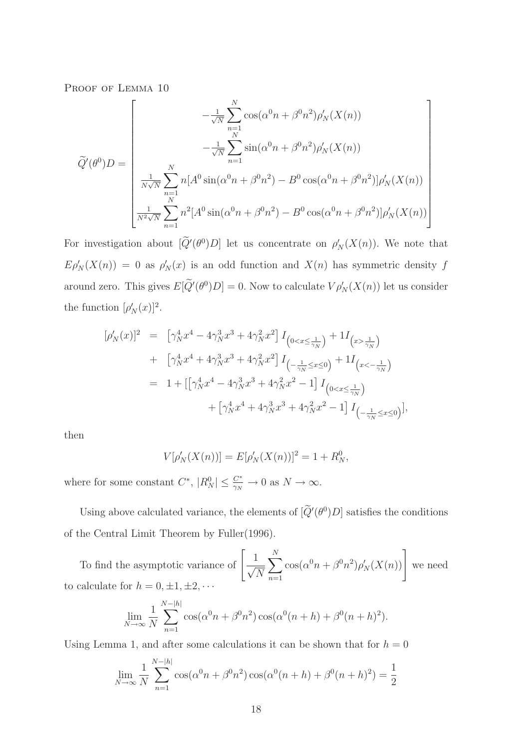PROOF OF LEMMA 10

$$
\widetilde{Q}'(\theta^0)D = \begin{bmatrix} -\frac{1}{\sqrt{N}}\sum_{n=1}^{N}\cos(\alpha^0 n + \beta^0 n^2)\rho_N'(X(n)) \\ -\frac{1}{\sqrt{N}}\sum_{n=1}^{N}\sin(\alpha^0 n + \beta^0 n^2)\rho_N'(X(n)) \\ \frac{1}{N\sqrt{N}}\sum_{n=1}^{N} n[A^0\sin(\alpha^0 n + \beta^0 n^2) - B^0\cos(\alpha^0 n + \beta^0 n^2)]\rho_N'(X(n)) \\ \frac{1}{N^2\sqrt{N}}\sum_{n=1}^{N} n^2[A^0\sin(\alpha^0 n + \beta^0 n^2) - B^0\cos(\alpha^0 n + \beta^0 n^2)]\rho_N'(X(n)) \end{bmatrix}
$$

For investigation about $[\widetilde{Q}'(\theta^0)D]$ let us concentrate on $\rho_N'(X(n))$. We note that $E\rho_N'(X(n)) = 0$ as $\rho_N'(x)$ is an odd function and $X(n)$ has symmetric density $f$ around zero. This gives $E[\widetilde{Q}'(\theta^0)D] = 0$. Now to calculate $V\rho_N'(X(n))$ let us consider the function $[\rho_N'(x)]^2$.

$$
\begin{aligned}
[\rho_N'(x)]^2 &= \left[\gamma_N^4 x^4 - 4\gamma_N^3 x^3 + 4\gamma_N^2 x^2\right] I_{\left(0<x\leq\frac{1}{\gamma_N}\right)} + 1 I_{\left(x>\frac{1}{\gamma_N}\right)} \\
&+ \left[\gamma_N^4 x^4 + 4\gamma_N^3 x^3 + 4\gamma_N^2 x^2\right] I_{\left(-\frac{1}{\gamma_N}\leq x\leq 0\right)} + 1 I_{\left(x<-\frac{1}{\gamma_N}\right)} \\
&= 1 + [\left[\gamma_N^4 x^4 - 4\gamma_N^3 x^3 + 4\gamma_N^2 x^2 - 1\right] I_{\left(0<x\leq\frac{1}{\gamma_N}\right)} \\
&\qquad + \left[\gamma_N^4 x^4 + 4\gamma_N^3 x^3 + 4\gamma_N^2 x^2 - 1\right] I_{\left(-\frac{1}{\gamma_N}\leq x\leq 0\right)}],
\end{aligned}
$$

then

$$
V[\rho_N'(X(n))] = E[\rho_N'(X(n))]^2 = 1 + R_N^0,
$$

where for some constant $C^*$, $|R_N^0| \leq \frac{C^*}{\gamma_N} \to 0$ as $N \to \infty$.

Using above calculated variance, the elements of $[\widetilde{Q}'(\theta^0)D]$ satisfies the conditions of the Central Limit Theorem by Fuller(1996).

To find the asymptotic variance of $\left[\frac{1}{\sqrt{N}}\sum_{n=1}^{N}\cos(\alpha^0 n + \beta^0 n^2)\rho_N'(X(n))\right]$ we need to calculate for $h = 0, \pm1, \pm2, \cdots$

$$
\lim_{N\to\infty}\frac{1}{N}\sum_{n=1}^{N-|h|}\cos(\alpha^0 n + \beta^0 n^2)\cos(\alpha^0(n+h) + \beta^0(n+h)^2).
$$

Using Lemma 1, and after some calculations it can be shown that for $h = 0$

$$
\lim_{N\to\infty}\frac{1}{N}\sum_{n=1}^{N-|h|}\cos(\alpha^0 n + \beta^0 n^2)\cos(\alpha^0(n+h) + \beta^0(n+h)^2) = \frac{1}{2}
$$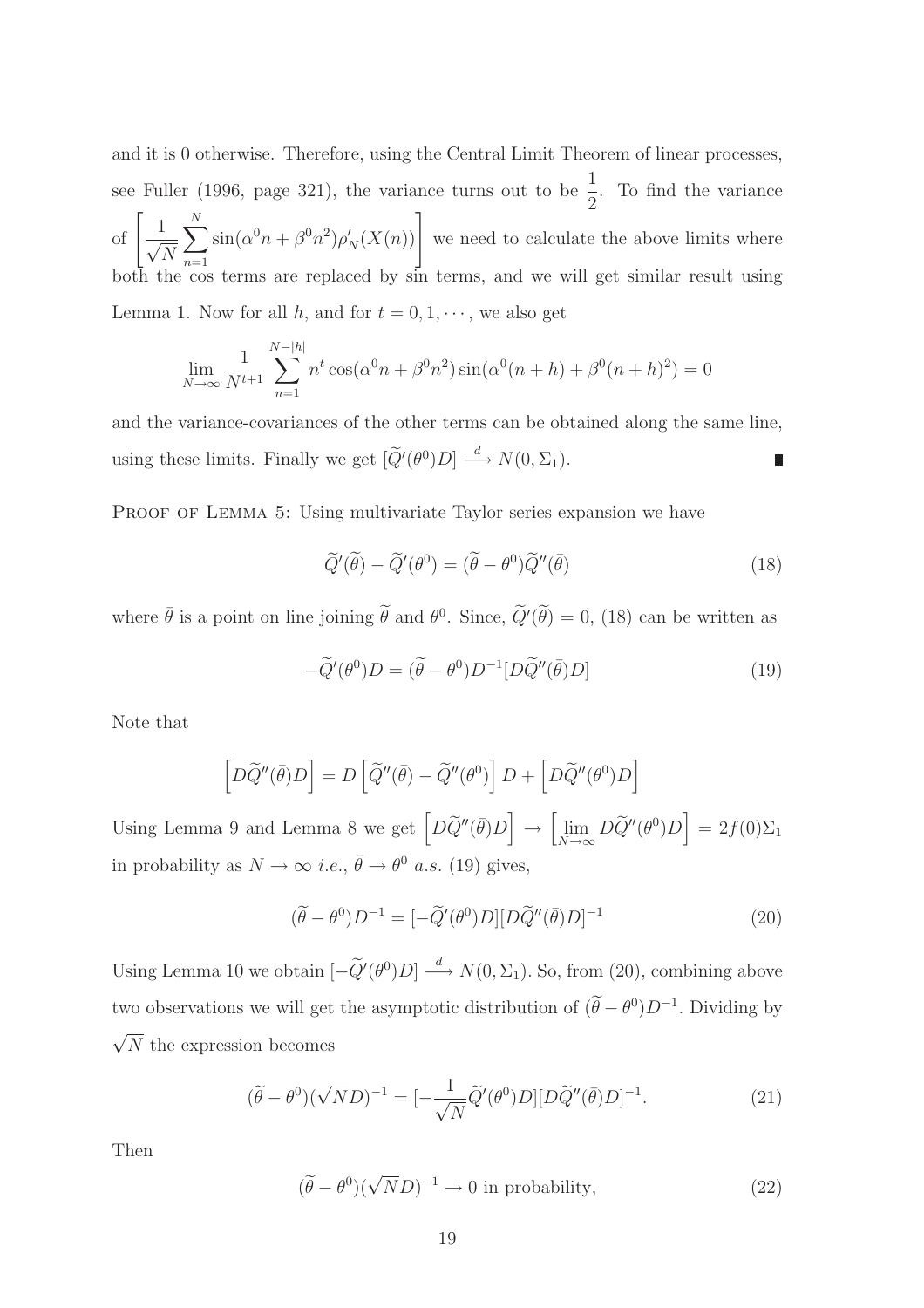and it is 0 otherwise. Therefore, using the Central Limit Theorem of linear processes, see Fuller (1996, page 321), the variance turns out to be $\frac{1}{2}$. To find the variance of $\left[\frac{1}{\sqrt{N}}\sum_{n=1}^{N}\sin(\alpha^0 n+\beta^0 n^2)\rho_N'(X(n))\right]$ we need to calculate the above limits where both the cos terms are replaced by sin terms, and we will get similar result using Lemma 1. Now for all $h$, and for $t = 0, 1, \cdots$, we also get

$$\lim_{N\to\infty}\frac{1}{N^{t+1}}\sum_{n=1}^{N-|h|} n^t \cos(\alpha^0 n+\beta^0 n^2)\sin(\alpha^0(n+h)+\beta^0(n+h)^2) = 0$$

and the variance-covariances of the other terms can be obtained along the same line, using these limits. Finally we get $[\widetilde{Q}'(\theta^0)D] \xrightarrow{d} N(0, \Sigma_1)$. ∎

Proof of Lemma 5: Using multivariate Taylor series expansion we have

$$\widetilde{Q}'(\widetilde{\theta}) - \widetilde{Q}'(\theta^0) = (\widetilde{\theta}-\theta^0)\widetilde{Q}''(\bar{\theta}) \tag{18}$$

where $\bar{\theta}$ is a point on line joining $\widetilde{\theta}$ and $\theta^0$. Since, $\widetilde{Q}'(\widetilde{\theta}) = 0$, (18) can be written as

$$-\widetilde{Q}'(\theta^0)D = (\widetilde{\theta}-\theta^0)D^{-1}[D\widetilde{Q}''(\bar{\theta})D] \tag{19}$$

Note that

$$\left[D\widetilde{Q}''(\bar{\theta})D\right] = D\left[\widetilde{Q}''(\bar{\theta}) - \widetilde{Q}''(\theta^0)\right]D + \left[D\widetilde{Q}''(\theta^0)D\right]$$

Using Lemma 9 and Lemma 8 we get $\left[D\widetilde{Q}''(\bar{\theta})D\right] \to \left[\lim_{N\to\infty} D\widetilde{Q}''(\theta^0)D\right] = 2f(0)\Sigma_1$ in probability as $N \to \infty$ *i.e.*, $\bar{\theta} \to \theta^0$ *a.s.* (19) gives,

$$(\widetilde{\theta}-\theta^0)D^{-1} = [-\widetilde{Q}'(\theta^0)D][D\widetilde{Q}''(\bar{\theta})D]^{-1} \tag{20}$$

Using Lemma 10 we obtain $[-\widetilde{Q}'(\theta^0)D] \xrightarrow{d} N(0, \Sigma_1)$. So, from (20), combining above two observations we will get the asymptotic distribution of $(\widetilde{\theta}-\theta^0)D^{-1}$. Dividing by $\sqrt{N}$ the expression becomes

$$(\widetilde{\theta}-\theta^0)(\sqrt{N}D)^{-1} = [-\frac{1}{\sqrt{N}}\widetilde{Q}'(\theta^0)D][D\widetilde{Q}''(\bar{\theta})D]^{-1}. \tag{21}$$

Then

$$(\widetilde{\theta}-\theta^0)(\sqrt{N}D)^{-1} \to 0 \text{ in probability,} \tag{22}$$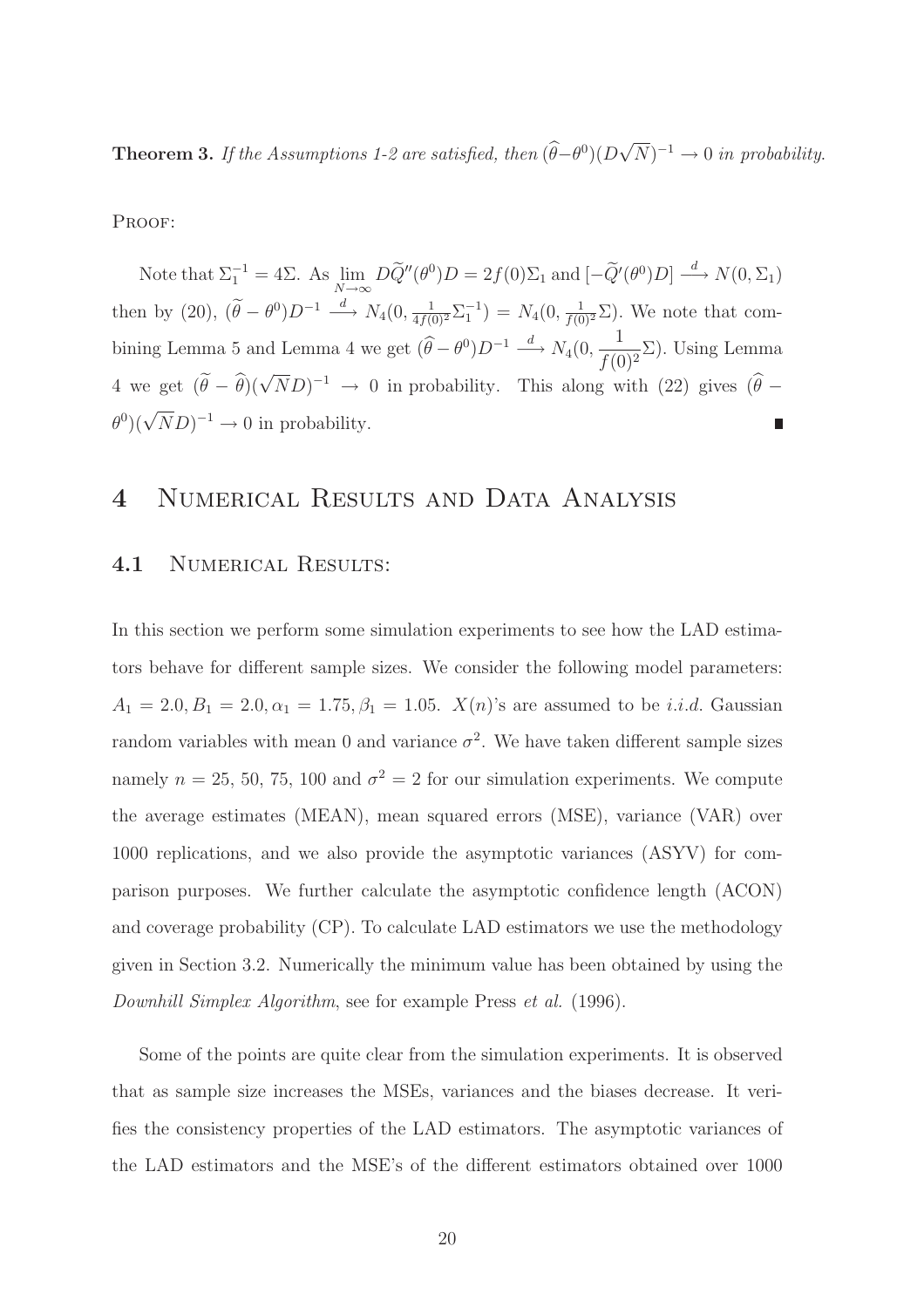**Theorem 3.** *If the Assumptions 1-2 are satisfied, then* $(\widehat{\theta}-\theta^0)(D\sqrt{N})^{-1} \to 0$ *in probability.*

PROOF:

Note that $\Sigma_1^{-1} = 4\Sigma$. As $\lim_{N\to\infty} D\widetilde{Q}''(\theta^0)D = 2f(0)\Sigma_1$ and $[-\widetilde{Q}'(\theta^0)D] \xrightarrow{d} N(0, \Sigma_1)$ then by (20), $(\widetilde{\theta} - \theta^0)D^{-1} \xrightarrow{d} N_4(0, \frac{1}{4f(0)^2}\Sigma_1^{-1}) = N_4(0, \frac{1}{f(0)^2}\Sigma)$. We note that combining Lemma 5 and Lemma 4 we get $(\widehat{\theta} - \theta^0)D^{-1} \xrightarrow{d} N_4(0, \dfrac{1}{f(0)^2}\Sigma)$. Using Lemma 4 we get $(\widetilde{\theta} - \widehat{\theta})(\sqrt{N}D)^{-1} \to 0$ in probability. This along with (22) gives $(\widehat{\theta} - \theta^0)(\sqrt{N}D)^{-1} \to 0$ in probability. ∎

# 4 Numerical Results and Data Analysis

## 4.1 Numerical Results:

In this section we perform some simulation experiments to see how the LAD estimators behave for different sample sizes. We consider the following model parameters: $A_1 = 2.0, B_1 = 2.0, \alpha_1 = 1.75, \beta_1 = 1.05$. $X(n)$'s are assumed to be *i.i.d.* Gaussian random variables with mean 0 and variance $\sigma^2$. We have taken different sample sizes namely $n$ = 25, 50, 75, 100 and $\sigma^2 = 2$ for our simulation experiments. We compute the average estimates (MEAN), mean squared errors (MSE), variance (VAR) over 1000 replications, and we also provide the asymptotic variances (ASYV) for comparison purposes. We further calculate the asymptotic confidence length (ACON) and coverage probability (CP). To calculate LAD estimators we use the methodology given in Section 3.2. Numerically the minimum value has been obtained by using the *Downhill Simplex Algorithm*, see for example Press *et al.* (1996).

Some of the points are quite clear from the simulation experiments. It is observed that as sample size increases the MSEs, variances and the biases decrease. It verifies the consistency properties of the LAD estimators. The asymptotic variances of the LAD estimators and the MSE's of the different estimators obtained over 1000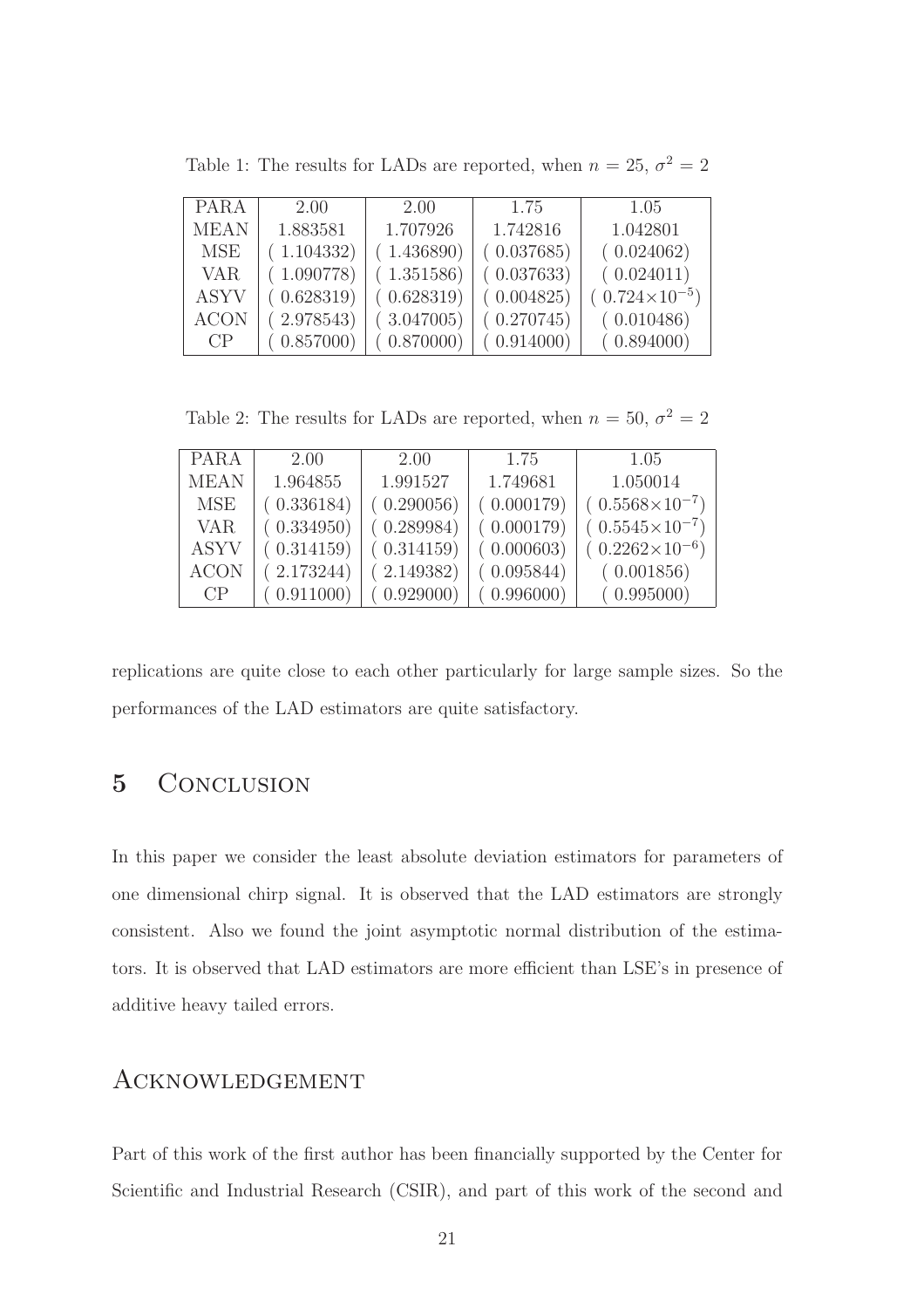Table 1: The results for LADs are reported, when $n = 25$, $\sigma^2 = 2$

| PARA | 2.00 | 2.00 | 1.75 | 1.05 |
|---|---|---|---|---|
| MEAN | 1.883581 | 1.707926 | 1.742816 | 1.042801 |
| MSE | ( 1.104332) | ( 1.436890) | ( 0.037685) | ( 0.024062) |
| VAR | ( 1.090778) | ( 1.351586) | ( 0.037633) | ( 0.024011) |
| ASYV | ( 0.628319) | ( 0.628319) | ( 0.004825) | ( $0.724\times10^{-5}$) |
| ACON | ( 2.978543) | ( 3.047005) | ( 0.270745) | ( 0.010486) |
| CP | ( 0.857000) | ( 0.870000) | ( 0.914000) | ( 0.894000) |

Table 2: The results for LADs are reported, when $n = 50$, $\sigma^2 = 2$

| PARA | 2.00 | 2.00 | 1.75 | 1.05 |
|---|---|---|---|---|
| MEAN | 1.964855 | 1.991527 | 1.749681 | 1.050014 |
| MSE | ( 0.336184) | ( 0.290056) | ( 0.000179) | ( $0.5568\times10^{-7}$) |
| VAR | ( 0.334950) | ( 0.289984) | ( 0.000179) | ( $0.5545\times10^{-7}$) |
| ASYV | ( 0.314159) | ( 0.314159) | ( 0.000603) | ( $0.2262\times10^{-6}$) |
| ACON | ( 2.173244) | ( 2.149382) | ( 0.095844) | ( 0.001856) |
| CP | ( 0.911000) | ( 0.929000) | ( 0.996000) | ( 0.995000) |

replications are quite close to each other particularly for large sample sizes. So the performances of the LAD estimators are quite satisfactory.

## 5 Conclusion

In this paper we consider the least absolute deviation estimators for parameters of one dimensional chirp signal. It is observed that the LAD estimators are strongly consistent. Also we found the joint asymptotic normal distribution of the estimators. It is observed that LAD estimators are more efficient than LSE's in presence of additive heavy tailed errors.

## Acknowledgement

Part of this work of the first author has been financially supported by the Center for Scientific and Industrial Research (CSIR), and part of this work of the second and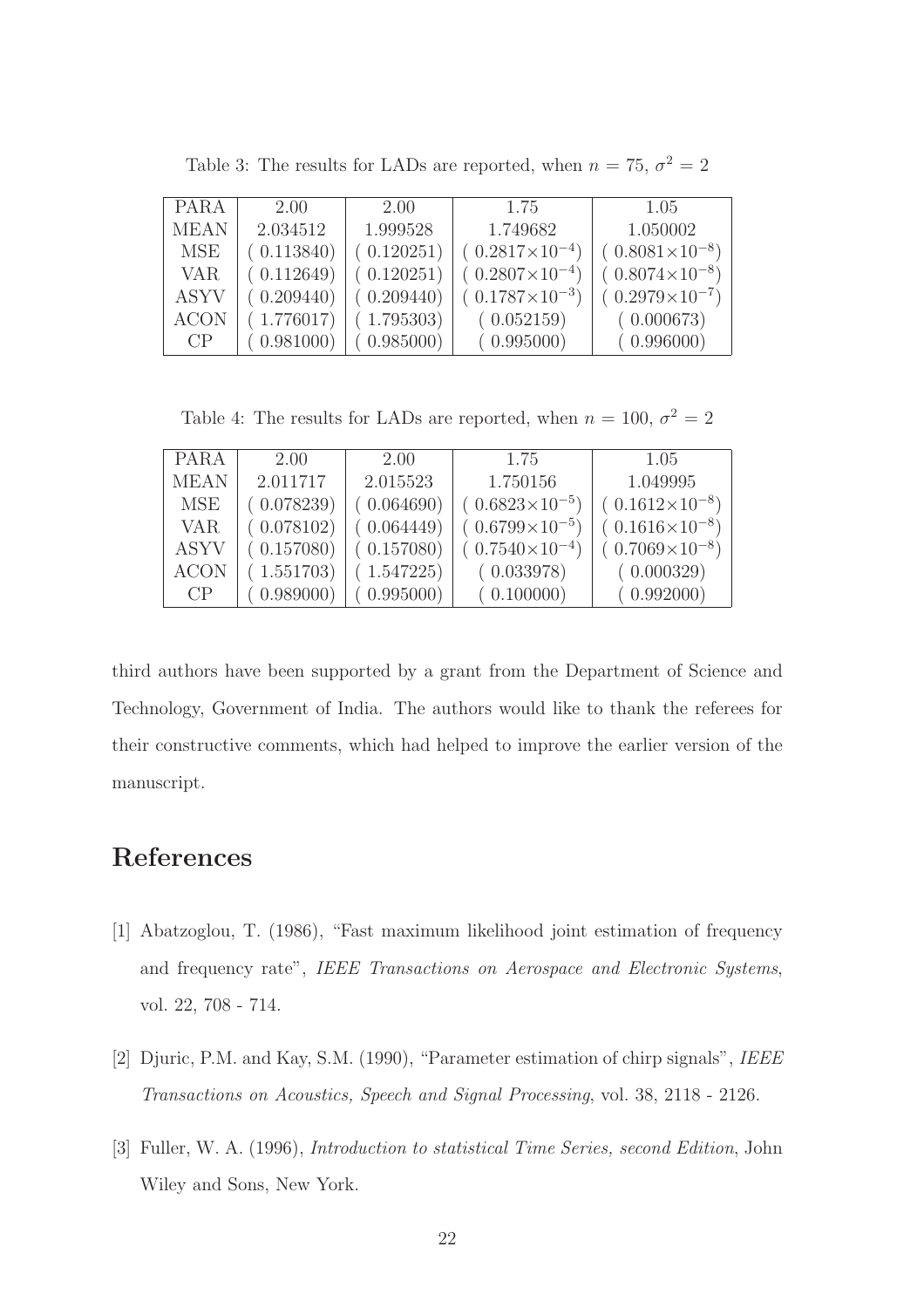Table 3: The results for LADs are reported, when $n = 75$, $\sigma^2 = 2$

| PARA | 2.00 | 2.00 | 1.75 | 1.05 |
|---|---|---|---|---|
| MEAN | 2.034512 | 1.999528 | 1.749682 | 1.050002 |
| MSE | ( 0.113840) | ( 0.120251) | ( $0.2817\times10^{-4}$) | ( $0.8081\times10^{-8}$) |
| VAR | ( 0.112649) | ( 0.120251) | ( $0.2807\times10^{-4}$) | ( $0.8074\times10^{-8}$) |
| ASYV | ( 0.209440) | ( 0.209440) | ( $0.1787\times10^{-3}$) | ( $0.2979\times10^{-7}$) |
| ACON | ( 1.776017) | ( 1.795303) | ( 0.052159) | ( 0.000673) |
| CP | ( 0.981000) | ( 0.985000) | ( 0.995000) | ( 0.996000) |

Table 4: The results for LADs are reported, when $n = 100$, $\sigma^2 = 2$

| PARA | 2.00 | 2.00 | 1.75 | 1.05 |
|---|---|---|---|---|
| MEAN | 2.011717 | 2.015523 | 1.750156 | 1.049995 |
| MSE | ( 0.078239) | ( 0.064690) | ( $0.6823\times10^{-5}$) | ( $0.1612\times10^{-8}$) |
| VAR | ( 0.078102) | ( 0.064449) | ( $0.6799\times10^{-5}$) | ( $0.1616\times10^{-8}$) |
| ASYV | ( 0.157080) | ( 0.157080) | ( $0.7540\times10^{-4}$) | ( $0.7069\times10^{-8}$) |
| ACON | ( 1.551703) | ( 1.547225) | ( 0.033978) | ( 0.000329) |
| CP | ( 0.989000) | ( 0.995000) | ( 0.100000) | ( 0.992000) |

third authors have been supported by a grant from the Department of Science and Technology, Government of India. The authors would like to thank the referees for their constructive comments, which had helped to improve the earlier version of the manuscript.

# References

[1] Abatzoglou, T. (1986), "Fast maximum likelihood joint estimation of frequency and frequency rate", *IEEE Transactions on Aerospace and Electronic Systems*, vol. 22, 708 - 714.

[2] Djuric, P.M. and Kay, S.M. (1990), "Parameter estimation of chirp signals", *IEEE Transactions on Acoustics, Speech and Signal Processing*, vol. 38, 2118 - 2126.

[3] Fuller, W. A. (1996), *Introduction to statistical Time Series, second Edition*, John Wiley and Sons, New York.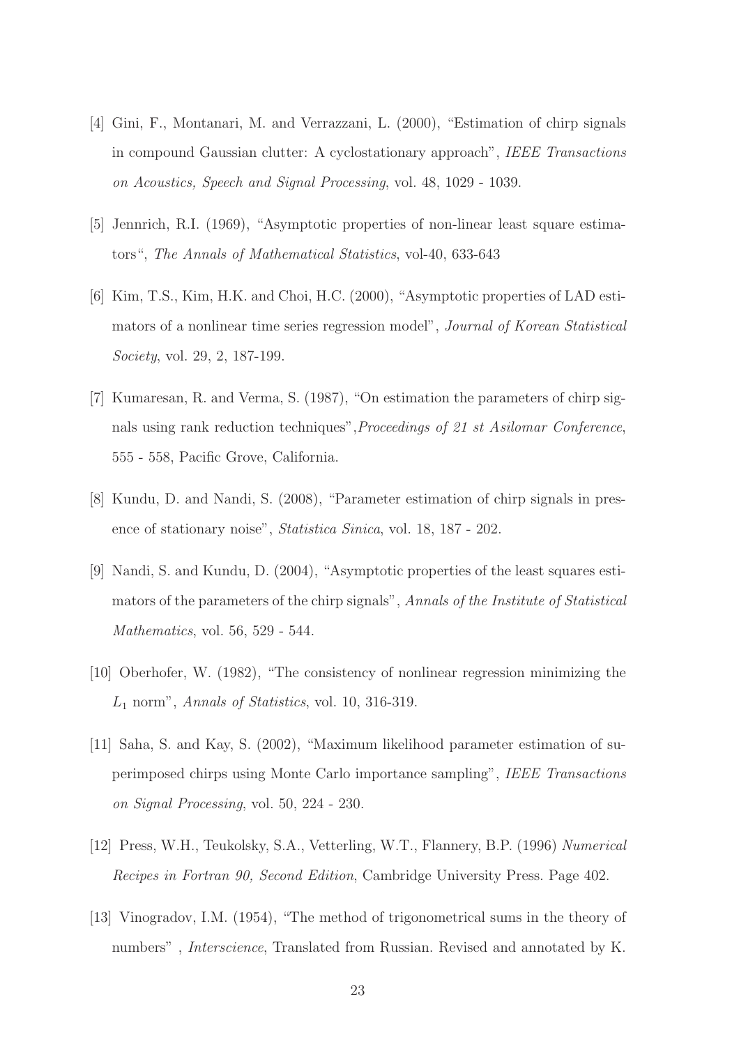[4] Gini, F., Montanari, M. and Verrazzani, L. (2000), "Estimation of chirp signals in compound Gaussian clutter: A cyclostationary approach", *IEEE Transactions on Acoustics, Speech and Signal Processing*, vol. 48, 1029 - 1039.

[5] Jennrich, R.I. (1969), "Asymptotic properties of non-linear least square estimators", *The Annals of Mathematical Statistics*, vol-40, 633-643

[6] Kim, T.S., Kim, H.K. and Choi, H.C. (2000), "Asymptotic properties of LAD estimators of a nonlinear time series regression model", *Journal of Korean Statistical Society*, vol. 29, 2, 187-199.

[7] Kumaresan, R. and Verma, S. (1987), "On estimation the parameters of chirp signals using rank reduction techniques",*Proceedings of 21 st Asilomar Conference*, 555 - 558, Pacific Grove, California.

[8] Kundu, D. and Nandi, S. (2008), "Parameter estimation of chirp signals in presence of stationary noise", *Statistica Sinica*, vol. 18, 187 - 202.

[9] Nandi, S. and Kundu, D. (2004), "Asymptotic properties of the least squares estimators of the parameters of the chirp signals", *Annals of the Institute of Statistical Mathematics*, vol. 56, 529 - 544.

[10] Oberhofer, W. (1982), "The consistency of nonlinear regression minimizing the $L_1$ norm", *Annals of Statistics*, vol. 10, 316-319.

[11] Saha, S. and Kay, S. (2002), "Maximum likelihood parameter estimation of superimposed chirps using Monte Carlo importance sampling", *IEEE Transactions on Signal Processing*, vol. 50, 224 - 230.

[12] Press, W.H., Teukolsky, S.A., Vetterling, W.T., Flannery, B.P. (1996) *Numerical Recipes in Fortran 90, Second Edition*, Cambridge University Press. Page 402.

[13] Vinogradov, I.M. (1954), "The method of trigonometrical sums in the theory of numbers" , *Interscience*, Translated from Russian. Revised and annotated by K.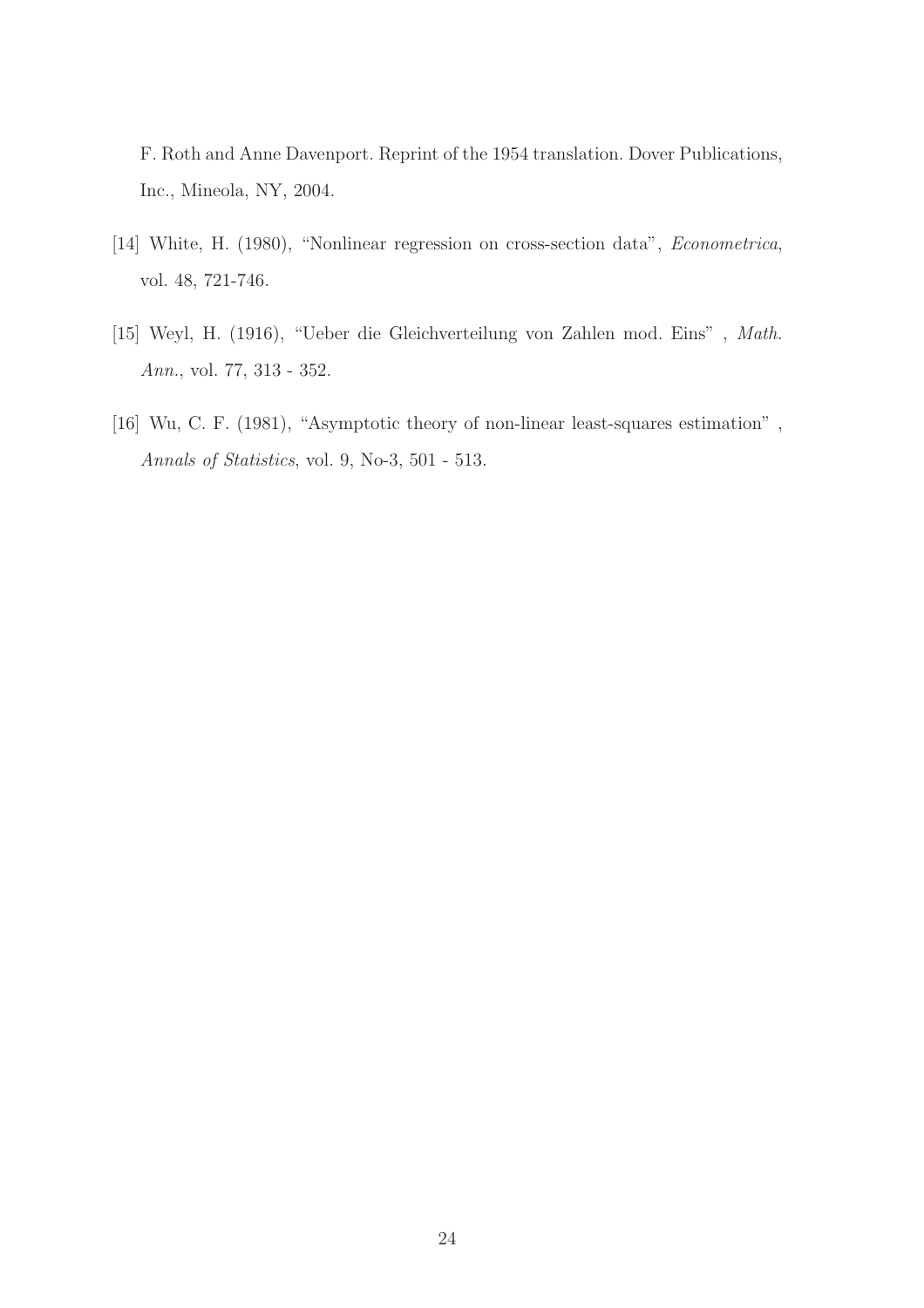F. Roth and Anne Davenport. Reprint of the 1954 translation. Dover Publications, Inc., Mineola, NY, 2004.

[14] White, H. (1980), "Nonlinear regression on cross-section data", *Econometrica*, vol. 48, 721-746.

[15] Weyl, H. (1916), "Ueber die Gleichverteilung von Zahlen mod. Eins" , *Math. Ann.*, vol. 77, 313 - 352.

[16] Wu, C. F. (1981), "Asymptotic theory of non-linear least-squares estimation" , *Annals of Statistics*, vol. 9, No-3, 501 - 513.